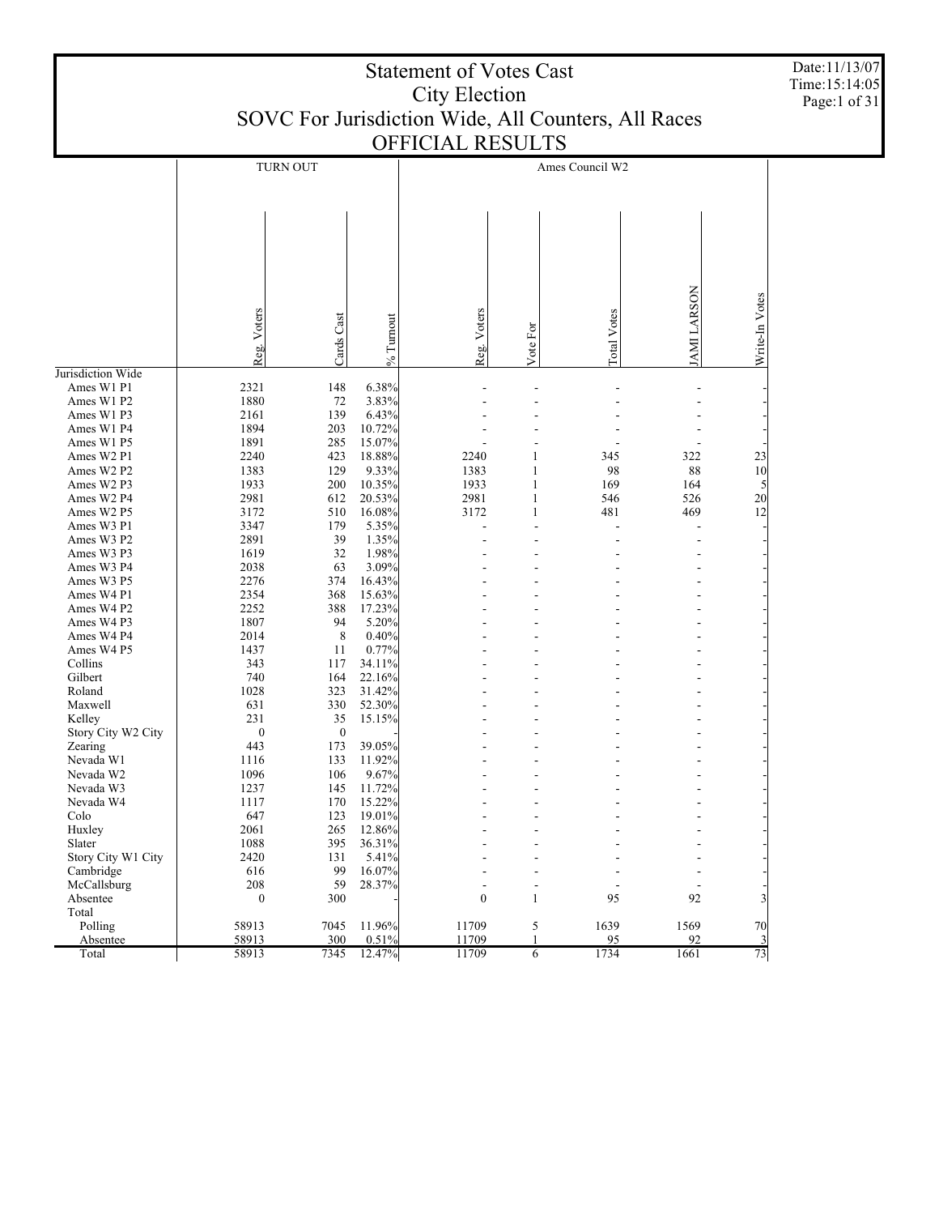# Statement of Votes Cast
## City Election
## SOVC For Jurisdiction Wide, All Counters, All Races
## OFFICIAL RESULTS

Date:11/13/07
Time:15:14:05

| | TURN OUT | | | Ames Council W2 | | | | |
|---|---|---|---|---|---|---|---|---|
| | Reg. Voters | Cards Cast | % Turnout | Reg. Voters | Vote For | Total Votes | JAMI LARSON | Write-In Votes |
| Jurisdiction Wide | | | | | | | | |
| Ames W1 P1 | 2321 | 148 | 6.38% | - | - | - | - | - |
| Ames W1 P2 | 1880 | 72 | 3.83% | - | - | - | - | - |
| Ames W1 P3 | 2161 | 139 | 6.43% | - | - | - | - | - |
| Ames W1 P4 | 1894 | 203 | 10.72% | - | - | - | - | - |
| Ames W1 P5 | 1891 | 285 | 15.07% | - | - | - | - | - |
| Ames W2 P1 | 2240 | 423 | 18.88% | 2240 | 1 | 345 | 322 | 23 |
| Ames W2 P2 | 1383 | 129 | 9.33% | 1383 | 1 | 98 | 88 | 10 |
| Ames W2 P3 | 1933 | 200 | 10.35% | 1933 | 1 | 169 | 164 | 5 |
| Ames W2 P4 | 2981 | 612 | 20.53% | 2981 | 1 | 546 | 526 | 20 |
| Ames W2 P5 | 3172 | 510 | 16.08% | 3172 | 1 | 481 | 469 | 12 |
| Ames W3 P1 | 3347 | 179 | 5.35% | - | - | - | - | - |
| Ames W3 P2 | 2891 | 39 | 1.35% | - | - | - | - | - |
| Ames W3 P3 | 1619 | 32 | 1.98% | - | - | - | - | - |
| Ames W3 P4 | 2038 | 63 | 3.09% | - | - | - | - | - |
| Ames W3 P5 | 2276 | 374 | 16.43% | - | - | - | - | - |
| Ames W4 P1 | 2354 | 368 | 15.63% | - | - | - | - | - |
| Ames W4 P2 | 2252 | 388 | 17.23% | - | - | - | - | - |
| Ames W4 P3 | 1807 | 94 | 5.20% | - | - | - | - | - |
| Ames W4 P4 | 2014 | 8 | 0.40% | - | - | - | - | - |
| Ames W4 P5 | 1437 | 11 | 0.77% | - | - | - | - | - |
| Collins | 343 | 117 | 34.11% | - | - | - | - | - |
| Gilbert | 740 | 164 | 22.16% | - | - | - | - | - |
| Roland | 1028 | 323 | 31.42% | - | - | - | - | - |
| Maxwell | 631 | 330 | 52.30% | - | - | - | - | - |
| Kelley | 231 | 35 | 15.15% | - | - | - | - | - |
| Story City W2 City | 0 | 0 | - | - | - | - | - | - |
| Zearing | 443 | 173 | 39.05% | - | - | - | - | - |
| Nevada W1 | 1116 | 133 | 11.92% | - | - | - | - | - |
| Nevada W2 | 1096 | 106 | 9.67% | - | - | - | - | - |
| Nevada W3 | 1237 | 145 | 11.72% | - | - | - | - | - |
| Nevada W4 | 1117 | 170 | 15.22% | - | - | - | - | - |
| Colo | 647 | 123 | 19.01% | - | - | - | - | - |
| Huxley | 2061 | 265 | 12.86% | - | - | - | - | - |
| Slater | 1088 | 395 | 36.31% | - | - | - | - | - |
| Story City W1 City | 2420 | 131 | 5.41% | - | - | - | - | - |
| Cambridge | 616 | 99 | 16.07% | - | - | - | - | - |
| McCallsburg | 208 | 59 | 28.37% | - | - | - | - | - |
| Absentee | 0 | 300 | - | 0 | 1 | 95 | 92 | 3 |
| Total | | | | | | | | |
| Polling | 58913 | 7045 | 11.96% | 11709 | 5 | 1639 | 1569 | 70 |
| Absentee | 58913 | 300 | 0.51% | 11709 | 1 | 95 | 92 | 3 |
| Total | 58913 | 7345 | 12.47% | 11709 | 6 | 1734 | 1661 | 73 |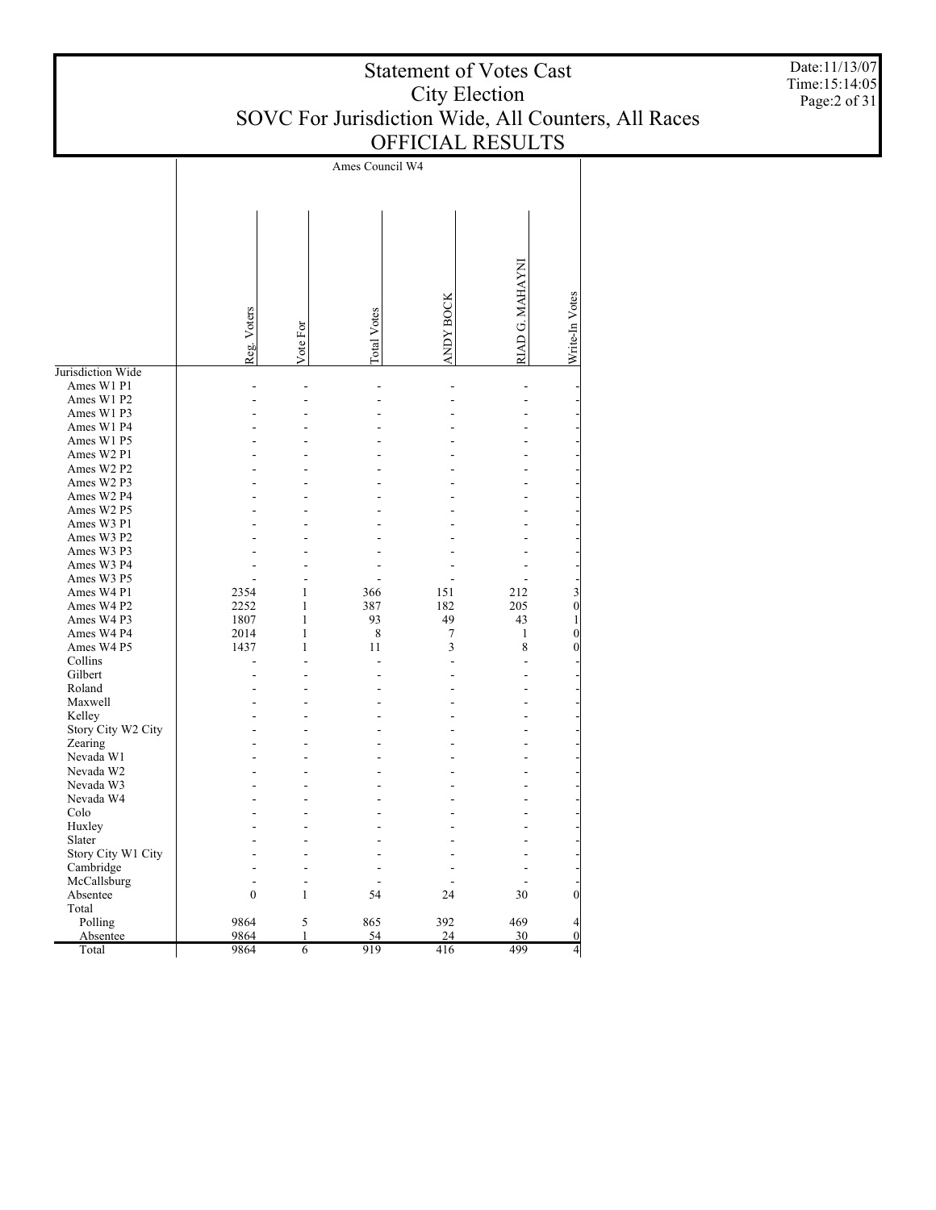# Statement of Votes Cast
## City Election
## SOVC For Jurisdiction Wide, All Counters, All Races
## OFFICIAL RESULTS

Date:11/13/07
Time:15:14:05

| | Ames Council W4 | | | | | |
|---|---|---|---|---|---|---|
| | Reg. Voters | Vote For | Total Votes | ANDY BOCK | RIAD G. MAHAYNI | Write-In Votes |
| Jurisdiction Wide | | | | | | |
| Ames W1 P1 | - | - | - | - | - | - |
| Ames W1 P2 | - | - | - | - | - | - |
| Ames W1 P3 | - | - | - | - | - | - |
| Ames W1 P4 | - | - | - | - | - | - |
| Ames W1 P5 | - | - | - | - | - | - |
| Ames W2 P1 | - | - | - | - | - | - |
| Ames W2 P2 | - | - | - | - | - | - |
| Ames W2 P3 | - | - | - | - | - | - |
| Ames W2 P4 | - | - | - | - | - | - |
| Ames W2 P5 | - | - | - | - | - | - |
| Ames W3 P1 | - | - | - | - | - | - |
| Ames W3 P2 | - | - | - | - | - | - |
| Ames W3 P3 | - | - | - | - | - | - |
| Ames W3 P4 | - | - | - | - | - | - |
| Ames W3 P5 | - | - | - | - | - | - |
| Ames W4 P1 | 2354 | 1 | 366 | 151 | 212 | 3 |
| Ames W4 P2 | 2252 | 1 | 387 | 182 | 205 | 0 |
| Ames W4 P3 | 1807 | 1 | 93 | 49 | 43 | 1 |
| Ames W4 P4 | 2014 | 1 | 8 | 7 | 1 | 0 |
| Ames W4 P5 | 1437 | 1 | 11 | 3 | 8 | 0 |
| Collins | - | - | - | - | - | - |
| Gilbert | - | - | - | - | - | - |
| Roland | - | - | - | - | - | - |
| Maxwell | - | - | - | - | - | - |
| Kelley | - | - | - | - | - | - |
| Story City W2 City | - | - | - | - | - | - |
| Zearing | - | - | - | - | - | - |
| Nevada W1 | - | - | - | - | - | - |
| Nevada W2 | - | - | - | - | - | - |
| Nevada W3 | - | - | - | - | - | - |
| Nevada W4 | - | - | - | - | - | - |
| Colo | - | - | - | - | - | - |
| Huxley | - | - | - | - | - | - |
| Slater | - | - | - | - | - | - |
| Story City W1 City | - | - | - | - | - | - |
| Cambridge | - | - | - | - | - | - |
| McCallsburg | - | - | - | - | - | - |
| Absentee | 0 | 1 | 54 | 24 | 30 | 0 |
| Total | | | | | | |
| Polling | 9864 | 5 | 865 | 392 | 469 | 4 |
| Absentee | 9864 | 1 | 54 | 24 | 30 | 0 |
| Total | 9864 | 6 | 919 | 416 | 499 | 4 |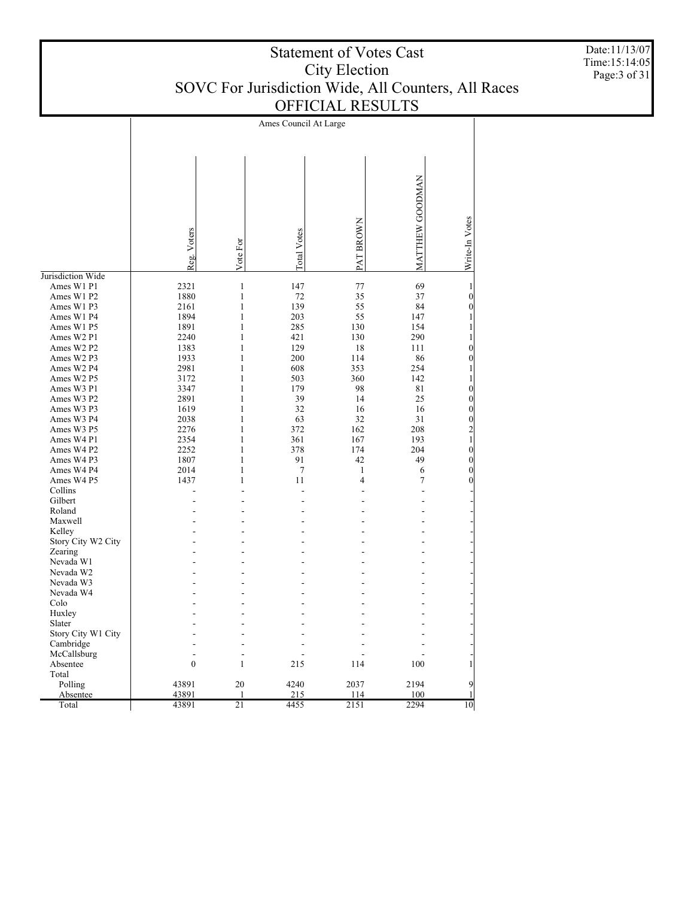# Statement of Votes Cast
## City Election
## SOVC For Jurisdiction Wide, All Counters, All Races
## OFFICIAL RESULTS

Date:11/13/07
Time:15:14:05

| | Ames Council At Large | | | | | |
|---|---|---|---|---|---|---|
| | Reg. Voters | Vote For | Total Votes | PAT BROWN | MATTHEW GOODMAN | Write-In Votes |
| Jurisdiction Wide | | | | | | |
| Ames W1 P1 | 2321 | 1 | 147 | 77 | 69 | 1 |
| Ames W1 P2 | 1880 | 1 | 72 | 35 | 37 | 0 |
| Ames W1 P3 | 2161 | 1 | 139 | 55 | 84 | 0 |
| Ames W1 P4 | 1894 | 1 | 203 | 55 | 147 | 1 |
| Ames W1 P5 | 1891 | 1 | 285 | 130 | 154 | 1 |
| Ames W2 P1 | 2240 | 1 | 421 | 130 | 290 | 1 |
| Ames W2 P2 | 1383 | 1 | 129 | 18 | 111 | 0 |
| Ames W2 P3 | 1933 | 1 | 200 | 114 | 86 | 0 |
| Ames W2 P4 | 2981 | 1 | 608 | 353 | 254 | 1 |
| Ames W2 P5 | 3172 | 1 | 503 | 360 | 142 | 1 |
| Ames W3 P1 | 3347 | 1 | 179 | 98 | 81 | 0 |
| Ames W3 P2 | 2891 | 1 | 39 | 14 | 25 | 0 |
| Ames W3 P3 | 1619 | 1 | 32 | 16 | 16 | 0 |
| Ames W3 P4 | 2038 | 1 | 63 | 32 | 31 | 0 |
| Ames W3 P5 | 2276 | 1 | 372 | 162 | 208 | 2 |
| Ames W4 P1 | 2354 | 1 | 361 | 167 | 193 | 1 |
| Ames W4 P2 | 2252 | 1 | 378 | 174 | 204 | 0 |
| Ames W4 P3 | 1807 | 1 | 91 | 42 | 49 | 0 |
| Ames W4 P4 | 2014 | 1 | 7 | 1 | 6 | 0 |
| Ames W4 P5 | 1437 | 1 | 11 | 4 | 7 | 0 |
| Collins | - | - | - | - | - | - |
| Gilbert | - | - | - | - | - | - |
| Roland | - | - | - | - | - | - |
| Maxwell | - | - | - | - | - | - |
| Kelley | - | - | - | - | - | - |
| Story City W2 City | - | - | - | - | - | - |
| Zearing | - | - | - | - | - | - |
| Nevada W1 | - | - | - | - | - | - |
| Nevada W2 | - | - | - | - | - | - |
| Nevada W3 | - | - | - | - | - | - |
| Nevada W4 | - | - | - | - | - | - |
| Colo | - | - | - | - | - | - |
| Huxley | - | - | - | - | - | - |
| Slater | - | - | - | - | - | - |
| Story City W1 City | - | - | - | - | - | - |
| Cambridge | - | - | - | - | - | - |
| McCallsburg | - | - | - | - | - | - |
| Absentee | 0 | 1 | 215 | 114 | 100 | 1 |
| Total | | | | | | |
| Polling | 43891 | 20 | 4240 | 2037 | 2194 | 9 |
| Absentee | 43891 | 1 | 215 | 114 | 100 | 1 |
| Total | 43891 | 21 | 4455 | 2151 | 2294 | 10 |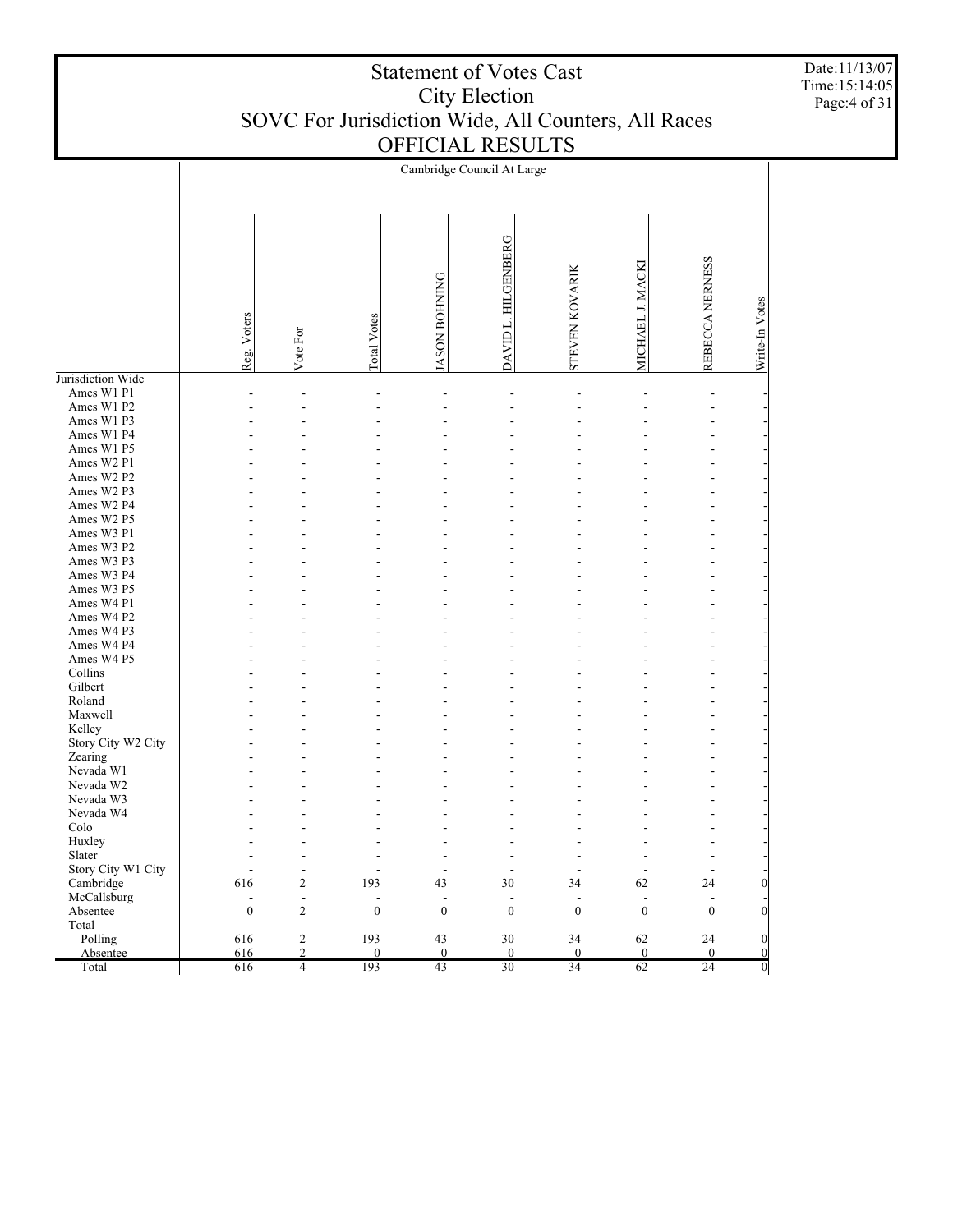# Statement of Votes Cast
# City Election
# SOVC For Jurisdiction Wide, All Counters, All Races
# OFFICIAL RESULTS

Date:11/13/07
Time:15:14:05

Cambridge Council At Large

| | Reg. Voters | Vote For | Total Votes | JASON BOHNING | DAVID L. HILGENBERG | STEVEN KOVARIK | MICHAEL J. MACKI | REBECCA NERNESS | Write-In Votes |
|---|---|---|---|---|---|---|---|---|---|
| Jurisdiction Wide | | | | | | | | | |
| Ames W1 P1 | - | - | - | - | - | - | - | - | - |
| Ames W1 P2 | - | - | - | - | - | - | - | - | - |
| Ames W1 P3 | - | - | - | - | - | - | - | - | - |
| Ames W1 P4 | - | - | - | - | - | - | - | - | - |
| Ames W1 P5 | - | - | - | - | - | - | - | - | - |
| Ames W2 P1 | - | - | - | - | - | - | - | - | - |
| Ames W2 P2 | - | - | - | - | - | - | - | - | - |
| Ames W2 P3 | - | - | - | - | - | - | - | - | - |
| Ames W2 P4 | - | - | - | - | - | - | - | - | - |
| Ames W2 P5 | - | - | - | - | - | - | - | - | - |
| Ames W3 P1 | - | - | - | - | - | - | - | - | - |
| Ames W3 P2 | - | - | - | - | - | - | - | - | - |
| Ames W3 P3 | - | - | - | - | - | - | - | - | - |
| Ames W3 P4 | - | - | - | - | - | - | - | - | - |
| Ames W3 P5 | - | - | - | - | - | - | - | - | - |
| Ames W4 P1 | - | - | - | - | - | - | - | - | - |
| Ames W4 P2 | - | - | - | - | - | - | - | - | - |
| Ames W4 P3 | - | - | - | - | - | - | - | - | - |
| Ames W4 P4 | - | - | - | - | - | - | - | - | - |
| Ames W4 P5 | - | - | - | - | - | - | - | - | - |
| Collins | - | - | - | - | - | - | - | - | - |
| Gilbert | - | - | - | - | - | - | - | - | - |
| Roland | - | - | - | - | - | - | - | - | - |
| Maxwell | - | - | - | - | - | - | - | - | - |
| Kelley | - | - | - | - | - | - | - | - | - |
| Story City W2 City | - | - | - | - | - | - | - | - | - |
| Zearing | - | - | - | - | - | - | - | - | - |
| Nevada W1 | - | - | - | - | - | - | - | - | - |
| Nevada W2 | - | - | - | - | - | - | - | - | - |
| Nevada W3 | - | - | - | - | - | - | - | - | - |
| Nevada W4 | - | - | - | - | - | - | - | - | - |
| Colo | - | - | - | - | - | - | - | - | - |
| Huxley | - | - | - | - | - | - | - | - | - |
| Slater | - | - | - | - | - | - | - | - | - |
| Story City W1 City | - | - | - | - | - | - | - | - | - |
| Cambridge | 616 | 2 | 193 | 43 | 30 | 34 | 62 | 24 | 0 |
| McCallsburg | - | - | - | - | - | - | - | - | - |
| Absentee | 0 | 2 | 0 | 0 | 0 | 0 | 0 | 0 | 0 |
| Total | | | | | | | | | |
| Polling | 616 | 2 | 193 | 43 | 30 | 34 | 62 | 24 | 0 |
| Absentee | 616 | 2 | 0 | 0 | 0 | 0 | 0 | 0 | 0 |
| Total | 616 | 4 | 193 | 43 | 30 | 34 | 62 | 24 | 0 |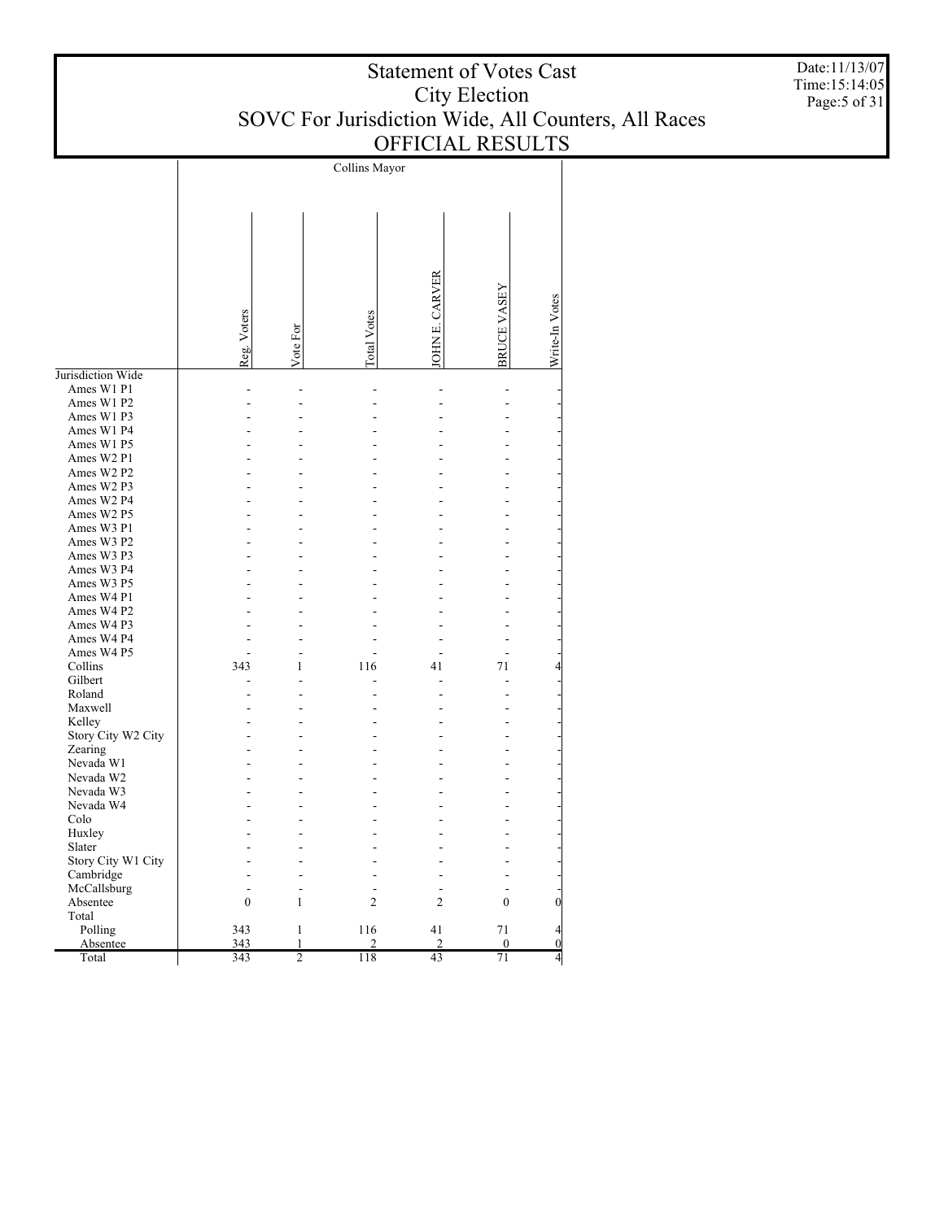# Statement of Votes Cast
## City Election
## SOVC For Jurisdiction Wide, All Counters, All Races
## OFFICIAL RESULTS

Date:11/13/07
Time:15:14:05

| | Collins Mayor | | | | | |
|---|---|---|---|---|---|---|
| | Reg. Voters | Vote For | Total Votes | JOHN E. CARVER | BRUCE VASEY | Write-In Votes |
| Jurisdiction Wide | | | | | | |
| Ames W1 P1 | - | - | - | - | - | - |
| Ames W1 P2 | - | - | - | - | - | - |
| Ames W1 P3 | - | - | - | - | - | - |
| Ames W1 P4 | - | - | - | - | - | - |
| Ames W1 P5 | - | - | - | - | - | - |
| Ames W2 P1 | - | - | - | - | - | - |
| Ames W2 P2 | - | - | - | - | - | - |
| Ames W2 P3 | - | - | - | - | - | - |
| Ames W2 P4 | - | - | - | - | - | - |
| Ames W2 P5 | - | - | - | - | - | - |
| Ames W3 P1 | - | - | - | - | - | - |
| Ames W3 P2 | - | - | - | - | - | - |
| Ames W3 P3 | - | - | - | - | - | - |
| Ames W3 P4 | - | - | - | - | - | - |
| Ames W3 P5 | - | - | - | - | - | - |
| Ames W4 P1 | - | - | - | - | - | - |
| Ames W4 P2 | - | - | - | - | - | - |
| Ames W4 P3 | - | - | - | - | - | - |
| Ames W4 P4 | - | - | - | - | - | - |
| Ames W4 P5 | - | - | - | - | - | - |
| Collins | 343 | 1 | 116 | 41 | 71 | 4 |
| Gilbert | - | - | - | - | - | - |
| Roland | - | - | - | - | - | - |
| Maxwell | - | - | - | - | - | - |
| Kelley | - | - | - | - | - | - |
| Story City W2 City | - | - | - | - | - | - |
| Zearing | - | - | - | - | - | - |
| Nevada W1 | - | - | - | - | - | - |
| Nevada W2 | - | - | - | - | - | - |
| Nevada W3 | - | - | - | - | - | - |
| Nevada W4 | - | - | - | - | - | - |
| Colo | - | - | - | - | - | - |
| Huxley | - | - | - | - | - | - |
| Slater | - | - | - | - | - | - |
| Story City W1 City | - | - | - | - | - | - |
| Cambridge | - | - | - | - | - | - |
| McCallsburg | - | - | - | - | - | - |
| Absentee | 0 | 1 | 2 | 2 | 0 | 0 |
| Total | | | | | | |
| Polling | 343 | 1 | 116 | 41 | 71 | 4 |
| Absentee | 343 | 1 | 2 | 2 | 0 | 0 |
| Total | 343 | 2 | 118 | 43 | 71 | 4 |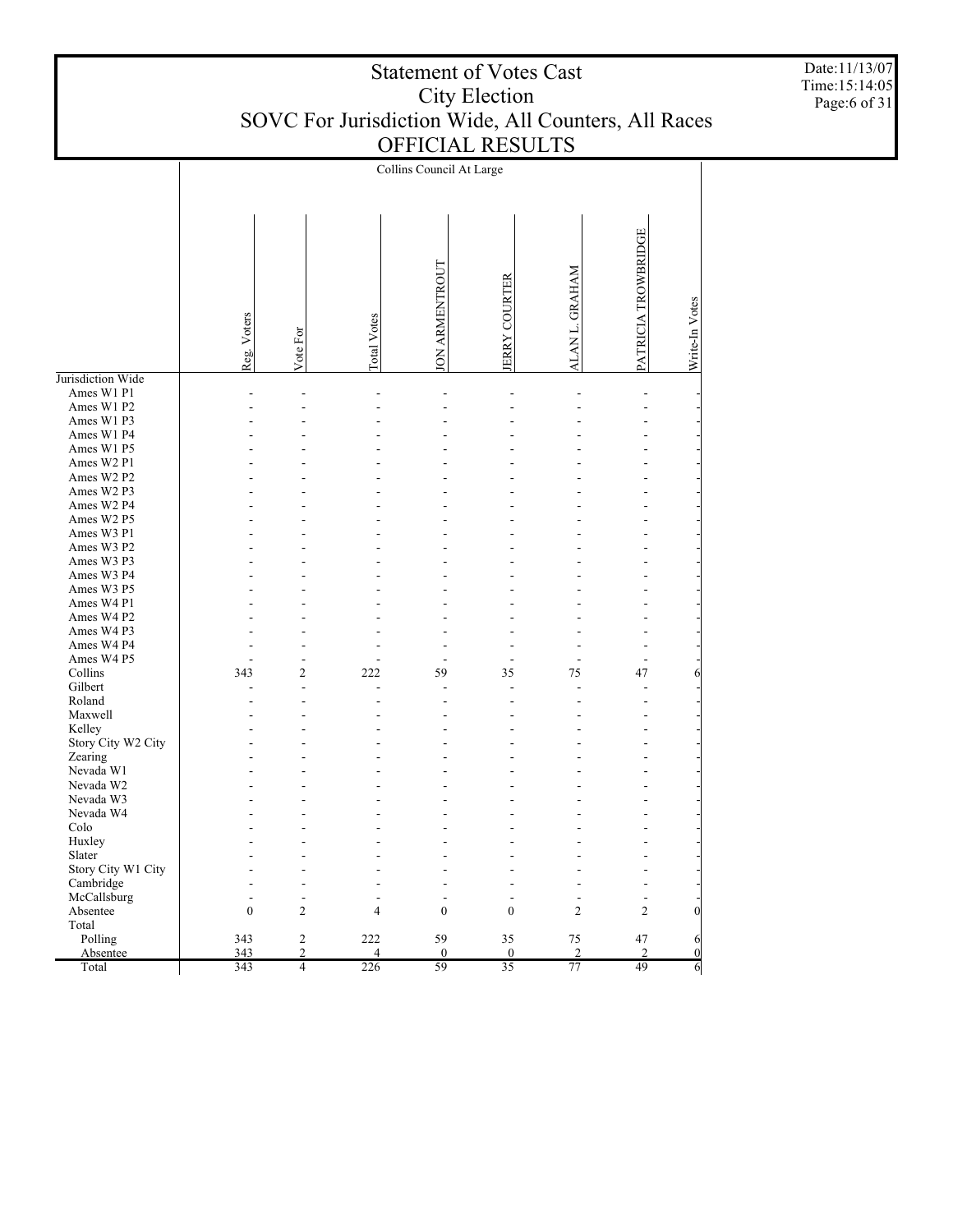# Statement of Votes Cast
## City Election
## SOVC For Jurisdiction Wide, All Counters, All Races
## OFFICIAL RESULTS

Date:11/13/07
Time:15:14:05

| | Collins Council At Large | | | | | | | |
|---|---|---|---|---|---|---|---|---|
| | Reg. Voters | Vote For | Total Votes | JON ARMENTROUT | JERRY COURTER | ALAN L. GRAHAM | PATRICIA TROWBRIDGE | Write-In Votes |
| Jurisdiction Wide | | | | | | | | |
| Ames W1 P1 | - | - | - | - | - | - | - | - |
| Ames W1 P2 | - | - | - | - | - | - | - | - |
| Ames W1 P3 | - | - | - | - | - | - | - | - |
| Ames W1 P4 | - | - | - | - | - | - | - | - |
| Ames W1 P5 | - | - | - | - | - | - | - | - |
| Ames W2 P1 | - | - | - | - | - | - | - | - |
| Ames W2 P2 | - | - | - | - | - | - | - | - |
| Ames W2 P3 | - | - | - | - | - | - | - | - |
| Ames W2 P4 | - | - | - | - | - | - | - | - |
| Ames W2 P5 | - | - | - | - | - | - | - | - |
| Ames W3 P1 | - | - | - | - | - | - | - | - |
| Ames W3 P2 | - | - | - | - | - | - | - | - |
| Ames W3 P3 | - | - | - | - | - | - | - | - |
| Ames W3 P4 | - | - | - | - | - | - | - | - |
| Ames W3 P5 | - | - | - | - | - | - | - | - |
| Ames W4 P1 | - | - | - | - | - | - | - | - |
| Ames W4 P2 | - | - | - | - | - | - | - | - |
| Ames W4 P3 | - | - | - | - | - | - | - | - |
| Ames W4 P4 | - | - | - | - | - | - | - | - |
| Ames W4 P5 | - | - | - | - | - | - | - | - |
| Collins | 343 | 2 | 222 | 59 | 35 | 75 | 47 | 6 |
| Gilbert | - | - | - | - | - | - | - | - |
| Roland | - | - | - | - | - | - | - | - |
| Maxwell | - | - | - | - | - | - | - | - |
| Kelley | - | - | - | - | - | - | - | - |
| Story City W2 City | - | - | - | - | - | - | - | - |
| Zearing | - | - | - | - | - | - | - | - |
| Nevada W1 | - | - | - | - | - | - | - | - |
| Nevada W2 | - | - | - | - | - | - | - | - |
| Nevada W3 | - | - | - | - | - | - | - | - |
| Nevada W4 | - | - | - | - | - | - | - | - |
| Colo | - | - | - | - | - | - | - | - |
| Huxley | - | - | - | - | - | - | - | - |
| Slater | - | - | - | - | - | - | - | - |
| Story City W1 City | - | - | - | - | - | - | - | - |
| Cambridge | - | - | - | - | - | - | - | - |
| McCallsburg | - | - | - | - | - | - | - | - |
| Absentee | 0 | 2 | 4 | 0 | 0 | 2 | 2 | 0 |
| Total | | | | | | | | |
| Polling | 343 | 2 | 222 | 59 | 35 | 75 | 47 | 6 |
| Absentee | 343 | 2 | 4 | 0 | 0 | 2 | 2 | 0 |
| Total | 343 | 4 | 226 | 59 | 35 | 77 | 49 | 6 |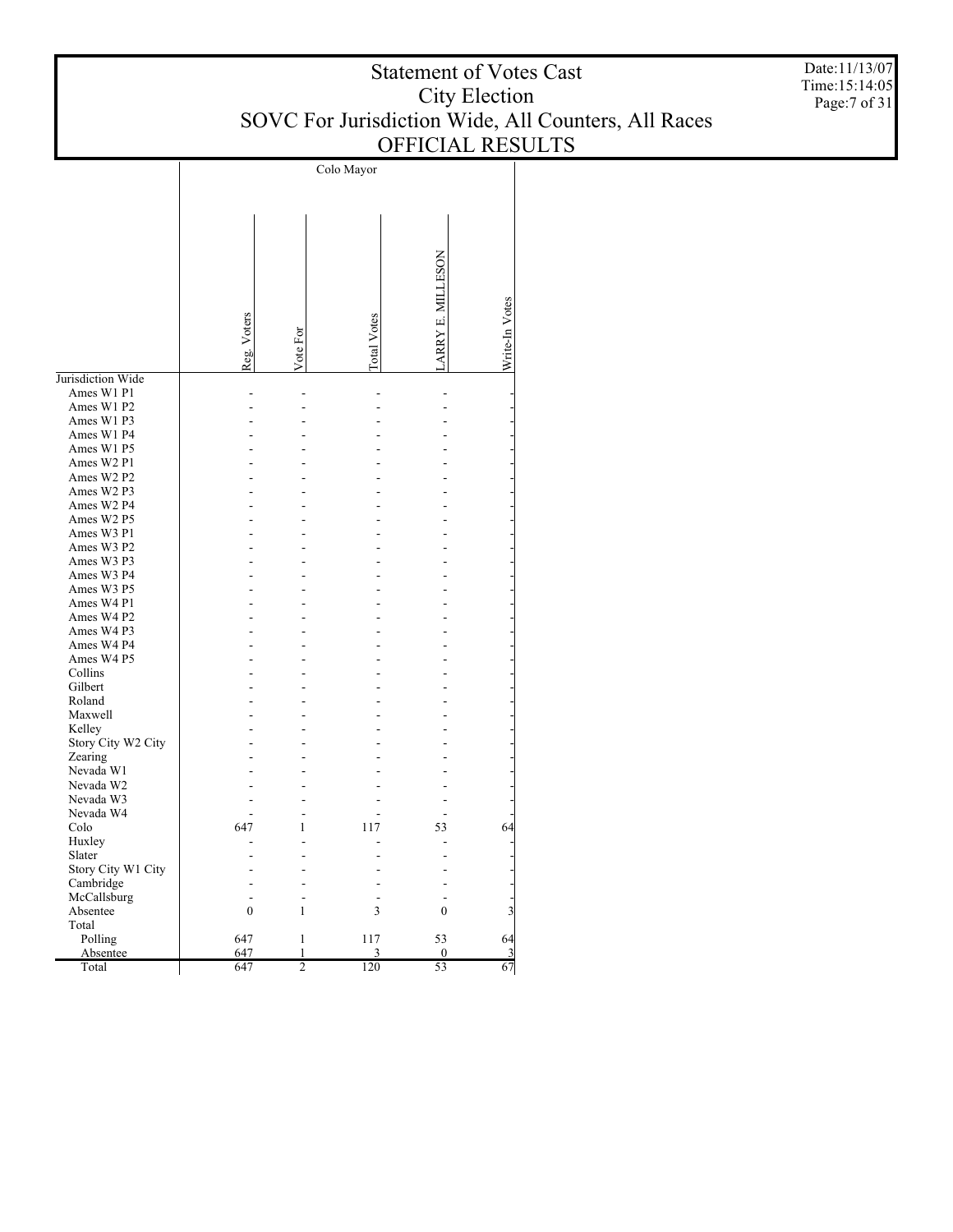# Statement of Votes Cast
## City Election
## SOVC For Jurisdiction Wide, All Counters, All Races
## OFFICIAL RESULTS

Date:11/13/07
Time:15:14:05

| | Colo Mayor | | | | |
|---|---|---|---|---|---|
| | Reg. Voters | Vote For | Total Votes | LARRY E. MILLESON | Write-In Votes |
| Jurisdiction Wide | | | | | |
| Ames W1 P1 | - | - | - | - | - |
| Ames W1 P2 | - | - | - | - | - |
| Ames W1 P3 | - | - | - | - | - |
| Ames W1 P4 | - | - | - | - | - |
| Ames W1 P5 | - | - | - | - | - |
| Ames W2 P1 | - | - | - | - | - |
| Ames W2 P2 | - | - | - | - | - |
| Ames W2 P3 | - | - | - | - | - |
| Ames W2 P4 | - | - | - | - | - |
| Ames W2 P5 | - | - | - | - | - |
| Ames W3 P1 | - | - | - | - | - |
| Ames W3 P2 | - | - | - | - | - |
| Ames W3 P3 | - | - | - | - | - |
| Ames W3 P4 | - | - | - | - | - |
| Ames W3 P5 | - | - | - | - | - |
| Ames W4 P1 | - | - | - | - | - |
| Ames W4 P2 | - | - | - | - | - |
| Ames W4 P3 | - | - | - | - | - |
| Ames W4 P4 | - | - | - | - | - |
| Ames W4 P5 | - | - | - | - | - |
| Collins | - | - | - | - | - |
| Gilbert | - | - | - | - | - |
| Roland | - | - | - | - | - |
| Maxwell | - | - | - | - | - |
| Kelley | - | - | - | - | - |
| Story City W2 City | - | - | - | - | - |
| Zearing | - | - | - | - | - |
| Nevada W1 | - | - | - | - | - |
| Nevada W2 | - | - | - | - | - |
| Nevada W3 | - | - | - | - | - |
| Nevada W4 | - | - | - | - | - |
| Colo | 647 | 1 | 117 | 53 | 64 |
| Huxley | - | - | - | - | - |
| Slater | - | - | - | - | - |
| Story City W1 City | - | - | - | - | - |
| Cambridge | - | - | - | - | - |
| McCallsburg | - | - | - | - | - |
| Absentee | 0 | 1 | 3 | 0 | 3 |
| Total | | | | | |
| Polling | 647 | 1 | 117 | 53 | 64 |
| Absentee | 647 | 1 | 3 | 0 | 3 |
| Total | 647 | 2 | 120 | 53 | 67 |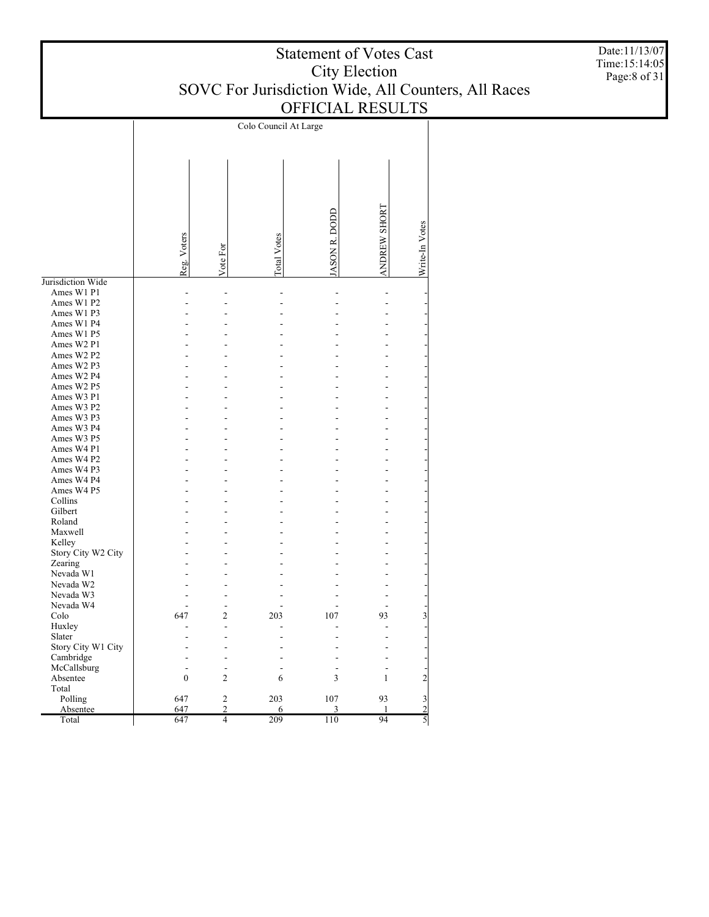# Statement of Votes Cast
## City Election
## SOVC For Jurisdiction Wide, All Counters, All Races
## OFFICIAL RESULTS

Date:11/13/07
Time:15:14:05

| | Colo Council At Large | | | | | |
|---|---|---|---|---|---|---|
| | Reg. Voters | Vote For | Total Votes | JASON R. DODD | ANDREW SHORT | Write-In Votes |
| Jurisdiction Wide | | | | | | |
| Ames W1 P1 | - | - | - | - | - | - |
| Ames W1 P2 | - | - | - | - | - | - |
| Ames W1 P3 | - | - | - | - | - | - |
| Ames W1 P4 | - | - | - | - | - | - |
| Ames W1 P5 | - | - | - | - | - | - |
| Ames W2 P1 | - | - | - | - | - | - |
| Ames W2 P2 | - | - | - | - | - | - |
| Ames W2 P3 | - | - | - | - | - | - |
| Ames W2 P4 | - | - | - | - | - | - |
| Ames W2 P5 | - | - | - | - | - | - |
| Ames W3 P1 | - | - | - | - | - | - |
| Ames W3 P2 | - | - | - | - | - | - |
| Ames W3 P3 | - | - | - | - | - | - |
| Ames W3 P4 | - | - | - | - | - | - |
| Ames W3 P5 | - | - | - | - | - | - |
| Ames W4 P1 | - | - | - | - | - | - |
| Ames W4 P2 | - | - | - | - | - | - |
| Ames W4 P3 | - | - | - | - | - | - |
| Ames W4 P4 | - | - | - | - | - | - |
| Ames W4 P5 | - | - | - | - | - | - |
| Collins | - | - | - | - | - | - |
| Gilbert | - | - | - | - | - | - |
| Roland | - | - | - | - | - | - |
| Maxwell | - | - | - | - | - | - |
| Kelley | - | - | - | - | - | - |
| Story City W2 City | - | - | - | - | - | - |
| Zearing | - | - | - | - | - | - |
| Nevada W1 | - | - | - | - | - | - |
| Nevada W2 | - | - | - | - | - | - |
| Nevada W3 | - | - | - | - | - | - |
| Nevada W4 | - | - | - | - | - | - |
| Colo | 647 | 2 | 203 | 107 | 93 | 3 |
| Huxley | - | - | - | - | - | - |
| Slater | - | - | - | - | - | - |
| Story City W1 City | - | - | - | - | - | - |
| Cambridge | - | - | - | - | - | - |
| McCallsburg | - | - | - | - | - | - |
| Absentee | 0 | 2 | 6 | 3 | 1 | 2 |
| Total | | | | | | |
| Polling | 647 | 2 | 203 | 107 | 93 | 3 |
| Absentee | 647 | 2 | 6 | 3 | 1 | 2 |
| Total | 647 | 4 | 209 | 110 | 94 | 5 |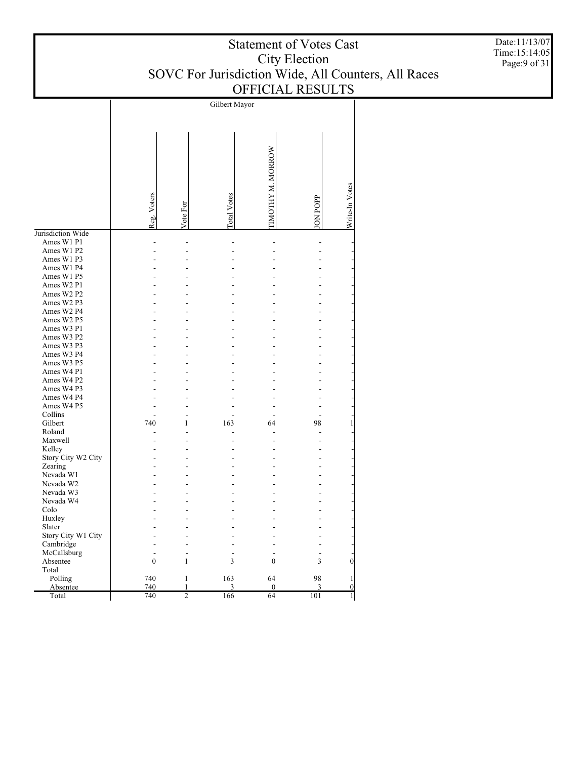# Statement of Votes Cast
## City Election
## SOVC For Jurisdiction Wide, All Counters, All Races
## OFFICIAL RESULTS

Date:11/13/07
Time:15:14:05

| | Gilbert Mayor | | | | | |
|---|---|---|---|---|---|---|
| | Reg. Voters | Vote For | Total Votes | TIMOTHY M. MORROW | JON POPP | Write-In Votes |
| Jurisdiction Wide | | | | | | |
| Ames W1 P1 | - | - | - | - | - | - |
| Ames W1 P2 | - | - | - | - | - | - |
| Ames W1 P3 | - | - | - | - | - | - |
| Ames W1 P4 | - | - | - | - | - | - |
| Ames W1 P5 | - | - | - | - | - | - |
| Ames W2 P1 | - | - | - | - | - | - |
| Ames W2 P2 | - | - | - | - | - | - |
| Ames W2 P3 | - | - | - | - | - | - |
| Ames W2 P4 | - | - | - | - | - | - |
| Ames W2 P5 | - | - | - | - | - | - |
| Ames W3 P1 | - | - | - | - | - | - |
| Ames W3 P2 | - | - | - | - | - | - |
| Ames W3 P3 | - | - | - | - | - | - |
| Ames W3 P4 | - | - | - | - | - | - |
| Ames W3 P5 | - | - | - | - | - | - |
| Ames W4 P1 | - | - | - | - | - | - |
| Ames W4 P2 | - | - | - | - | - | - |
| Ames W4 P3 | - | - | - | - | - | - |
| Ames W4 P4 | - | - | - | - | - | - |
| Ames W4 P5 | - | - | - | - | - | - |
| Collins | - | - | - | - | - | - |
| Gilbert | 740 | 1 | 163 | 64 | 98 | 1 |
| Roland | - | - | - | - | - | - |
| Maxwell | - | - | - | - | - | - |
| Kelley | - | - | - | - | - | - |
| Story City W2 City | - | - | - | - | - | - |
| Zearing | - | - | - | - | - | - |
| Nevada W1 | - | - | - | - | - | - |
| Nevada W2 | - | - | - | - | - | - |
| Nevada W3 | - | - | - | - | - | - |
| Nevada W4 | - | - | - | - | - | - |
| Colo | - | - | - | - | - | - |
| Huxley | - | - | - | - | - | - |
| Slater | - | - | - | - | - | - |
| Story City W1 City | - | - | - | - | - | - |
| Cambridge | - | - | - | - | - | - |
| McCallsburg | - | - | - | - | - | - |
| Absentee | 0 | 1 | 3 | 0 | 3 | 0 |
| Total | | | | | | |
| Polling | 740 | 1 | 163 | 64 | 98 | 1 |
| Absentee | 740 | 1 | 3 | 0 | 3 | 0 |
| Total | 740 | 2 | 166 | 64 | 101 | 1 |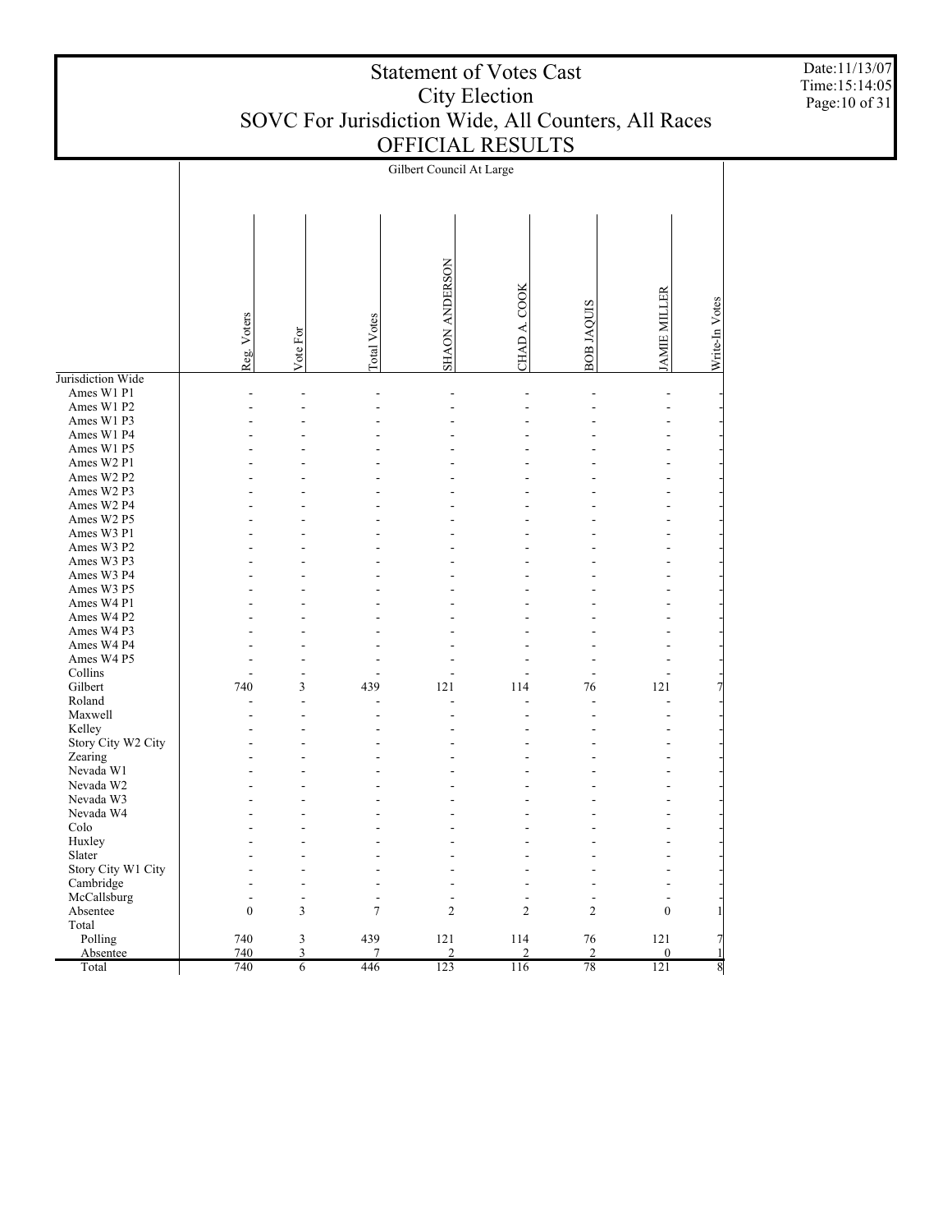# Statement of Votes Cast
## City Election
## SOVC For Jurisdiction Wide, All Counters, All Races
## OFFICIAL RESULTS

Date:11/13/07
Time:15:14:05

| | Gilbert Council At Large | | | | | | | |
|---|---|---|---|---|---|---|---|---|
| | Reg. Voters | Vote For | Total Votes | SHAON ANDERSON | CHAD A. COOK | BOB JAQUIS | JAMIE MILLER | Write-In Votes |
| Jurisdiction Wide | | | | | | | | |
| Ames W1 P1 | - | - | - | - | - | - | - | - |
| Ames W1 P2 | - | - | - | - | - | - | - | - |
| Ames W1 P3 | - | - | - | - | - | - | - | - |
| Ames W1 P4 | - | - | - | - | - | - | - | - |
| Ames W1 P5 | - | - | - | - | - | - | - | - |
| Ames W2 P1 | - | - | - | - | - | - | - | - |
| Ames W2 P2 | - | - | - | - | - | - | - | - |
| Ames W2 P3 | - | - | - | - | - | - | - | - |
| Ames W2 P4 | - | - | - | - | - | - | - | - |
| Ames W2 P5 | - | - | - | - | - | - | - | - |
| Ames W3 P1 | - | - | - | - | - | - | - | - |
| Ames W3 P2 | - | - | - | - | - | - | - | - |
| Ames W3 P3 | - | - | - | - | - | - | - | - |
| Ames W3 P4 | - | - | - | - | - | - | - | - |
| Ames W3 P5 | - | - | - | - | - | - | - | - |
| Ames W4 P1 | - | - | - | - | - | - | - | - |
| Ames W4 P2 | - | - | - | - | - | - | - | - |
| Ames W4 P3 | - | - | - | - | - | - | - | - |
| Ames W4 P4 | - | - | - | - | - | - | - | - |
| Ames W4 P5 | - | - | - | - | - | - | - | - |
| Collins | - | - | - | - | - | - | - | - |
| Gilbert | 740 | 3 | 439 | 121 | 114 | 76 | 121 | 7 |
| Roland | - | - | - | - | - | - | - | - |
| Maxwell | - | - | - | - | - | - | - | - |
| Kelley | - | - | - | - | - | - | - | - |
| Story City W2 City | - | - | - | - | - | - | - | - |
| Zearing | - | - | - | - | - | - | - | - |
| Nevada W1 | - | - | - | - | - | - | - | - |
| Nevada W2 | - | - | - | - | - | - | - | - |
| Nevada W3 | - | - | - | - | - | - | - | - |
| Nevada W4 | - | - | - | - | - | - | - | - |
| Colo | - | - | - | - | - | - | - | - |
| Huxley | - | - | - | - | - | - | - | - |
| Slater | - | - | - | - | - | - | - | - |
| Story City W1 City | - | - | - | - | - | - | - | - |
| Cambridge | - | - | - | - | - | - | - | - |
| McCallsburg | - | - | - | - | - | - | - | - |
| Absentee | 0 | 3 | 7 | 2 | 2 | 2 | 0 | 1 |
| Total | | | | | | | | |
| Polling | 740 | 3 | 439 | 121 | 114 | 76 | 121 | 7 |
| Absentee | 740 | 3 | 7 | 2 | 2 | 2 | 0 | 1 |
| Total | 740 | 6 | 446 | 123 | 116 | 78 | 121 | 8 |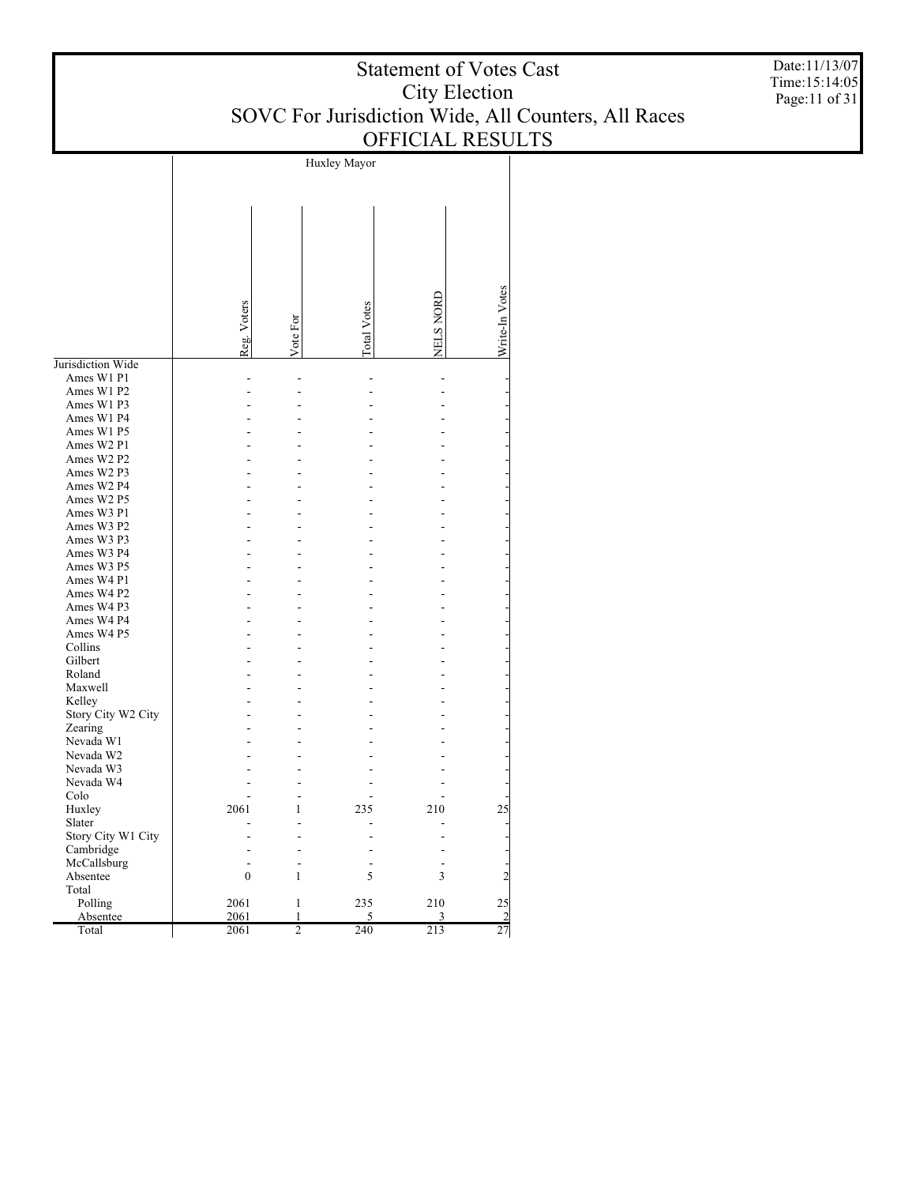# Statement of Votes Cast
## City Election
## SOVC For Jurisdiction Wide, All Counters, All Races
## OFFICIAL RESULTS

Date:11/13/07
Time:15:14:05

| | Huxley Mayor | | | | |
|---|---|---|---|---|---|
| | Reg. Voters | Vote For | Total Votes | NELS NORD | Write-In Votes |
| Jurisdiction Wide | | | | | |
| Ames W1 P1 | - | - | - | - | - |
| Ames W1 P2 | - | - | - | - | - |
| Ames W1 P3 | - | - | - | - | - |
| Ames W1 P4 | - | - | - | - | - |
| Ames W1 P5 | - | - | - | - | - |
| Ames W2 P1 | - | - | - | - | - |
| Ames W2 P2 | - | - | - | - | - |
| Ames W2 P3 | - | - | - | - | - |
| Ames W2 P4 | - | - | - | - | - |
| Ames W2 P5 | - | - | - | - | - |
| Ames W3 P1 | - | - | - | - | - |
| Ames W3 P2 | - | - | - | - | - |
| Ames W3 P3 | - | - | - | - | - |
| Ames W3 P4 | - | - | - | - | - |
| Ames W3 P5 | - | - | - | - | - |
| Ames W4 P1 | - | - | - | - | - |
| Ames W4 P2 | - | - | - | - | - |
| Ames W4 P3 | - | - | - | - | - |
| Ames W4 P4 | - | - | - | - | - |
| Ames W4 P5 | - | - | - | - | - |
| Collins | - | - | - | - | - |
| Gilbert | - | - | - | - | - |
| Roland | - | - | - | - | - |
| Maxwell | - | - | - | - | - |
| Kelley | - | - | - | - | - |
| Story City W2 City | - | - | - | - | - |
| Zearing | - | - | - | - | - |
| Nevada W1 | - | - | - | - | - |
| Nevada W2 | - | - | - | - | - |
| Nevada W3 | - | - | - | - | - |
| Nevada W4 | - | - | - | - | - |
| Colo | - | - | - | - | - |
| Huxley | 2061 | 1 | 235 | 210 | 25 |
| Slater | - | - | - | - | - |
| Story City W1 City | - | - | - | - | - |
| Cambridge | - | - | - | - | - |
| McCallsburg | - | - | - | - | - |
| Absentee | 0 | 1 | 5 | 3 | 2 |
| Total | | | | | |
| Polling | 2061 | 1 | 235 | 210 | 25 |
| Absentee | 2061 | 1 | 5 | 3 | 2 |
| Total | 2061 | 2 | 240 | 213 | 27 |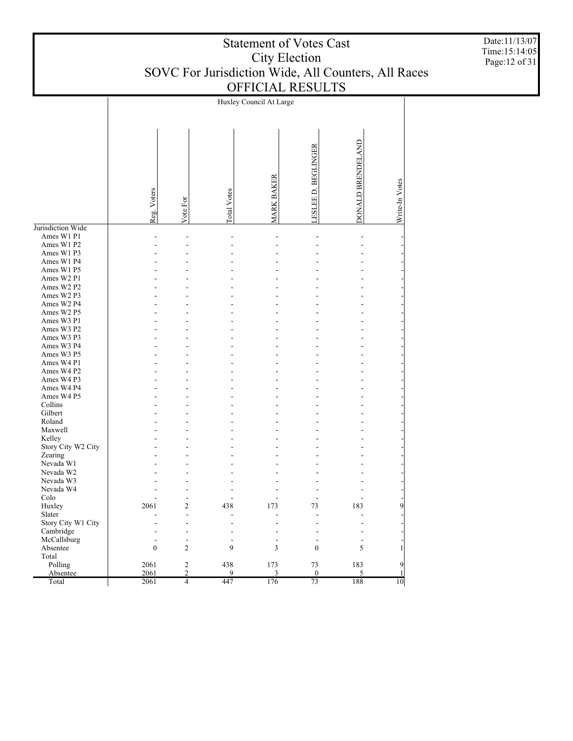# Statement of Votes Cast
## City Election
## SOVC For Jurisdiction Wide, All Counters, All Races
## OFFICIAL RESULTS

Date:11/13/07
Time:15:14:05

| | Huxley Council At Large | | | | | | |
|---|---|---|---|---|---|---|---|
| | Reg. Voters | Vote For | Total Votes | MARK BAKER | LESLEE D. BEGLINGER | DONALD BRENDELAND | Write-In Votes |
| Jurisdiction Wide | | | | | | | |
| Ames W1 P1 | - | - | - | - | - | - | - |
| Ames W1 P2 | - | - | - | - | - | - | - |
| Ames W1 P3 | - | - | - | - | - | - | - |
| Ames W1 P4 | - | - | - | - | - | - | - |
| Ames W1 P5 | - | - | - | - | - | - | - |
| Ames W2 P1 | - | - | - | - | - | - | - |
| Ames W2 P2 | - | - | - | - | - | - | - |
| Ames W2 P3 | - | - | - | - | - | - | - |
| Ames W2 P4 | - | - | - | - | - | - | - |
| Ames W2 P5 | - | - | - | - | - | - | - |
| Ames W3 P1 | - | - | - | - | - | - | - |
| Ames W3 P2 | - | - | - | - | - | - | - |
| Ames W3 P3 | - | - | - | - | - | - | - |
| Ames W3 P4 | - | - | - | - | - | - | - |
| Ames W3 P5 | - | - | - | - | - | - | - |
| Ames W4 P1 | - | - | - | - | - | - | - |
| Ames W4 P2 | - | - | - | - | - | - | - |
| Ames W4 P3 | - | - | - | - | - | - | - |
| Ames W4 P4 | - | - | - | - | - | - | - |
| Ames W4 P5 | - | - | - | - | - | - | - |
| Collins | - | - | - | - | - | - | - |
| Gilbert | - | - | - | - | - | - | - |
| Roland | - | - | - | - | - | - | - |
| Maxwell | - | - | - | - | - | - | - |
| Kelley | - | - | - | - | - | - | - |
| Story City W2 City | - | - | - | - | - | - | - |
| Zearing | - | - | - | - | - | - | - |
| Nevada W1 | - | - | - | - | - | - | - |
| Nevada W2 | - | - | - | - | - | - | - |
| Nevada W3 | - | - | - | - | - | - | - |
| Nevada W4 | - | - | - | - | - | - | - |
| Colo | - | - | - | - | - | - | - |
| Huxley | 2061 | 2 | 438 | 173 | 73 | 183 | 9 |
| Slater | - | - | - | - | - | - | - |
| Story City W1 City | - | - | - | - | - | - | - |
| Cambridge | - | - | - | - | - | - | - |
| McCallsburg | - | - | - | - | - | - | - |
| Absentee | 0 | 2 | 9 | 3 | 0 | 5 | 1 |
| Total | | | | | | | |
| Polling | 2061 | 2 | 438 | 173 | 73 | 183 | 9 |
| Absentee | 2061 | 2 | 9 | 3 | 0 | 5 | 1 |
| Total | 2061 | 4 | 447 | 176 | 73 | 188 | 10 |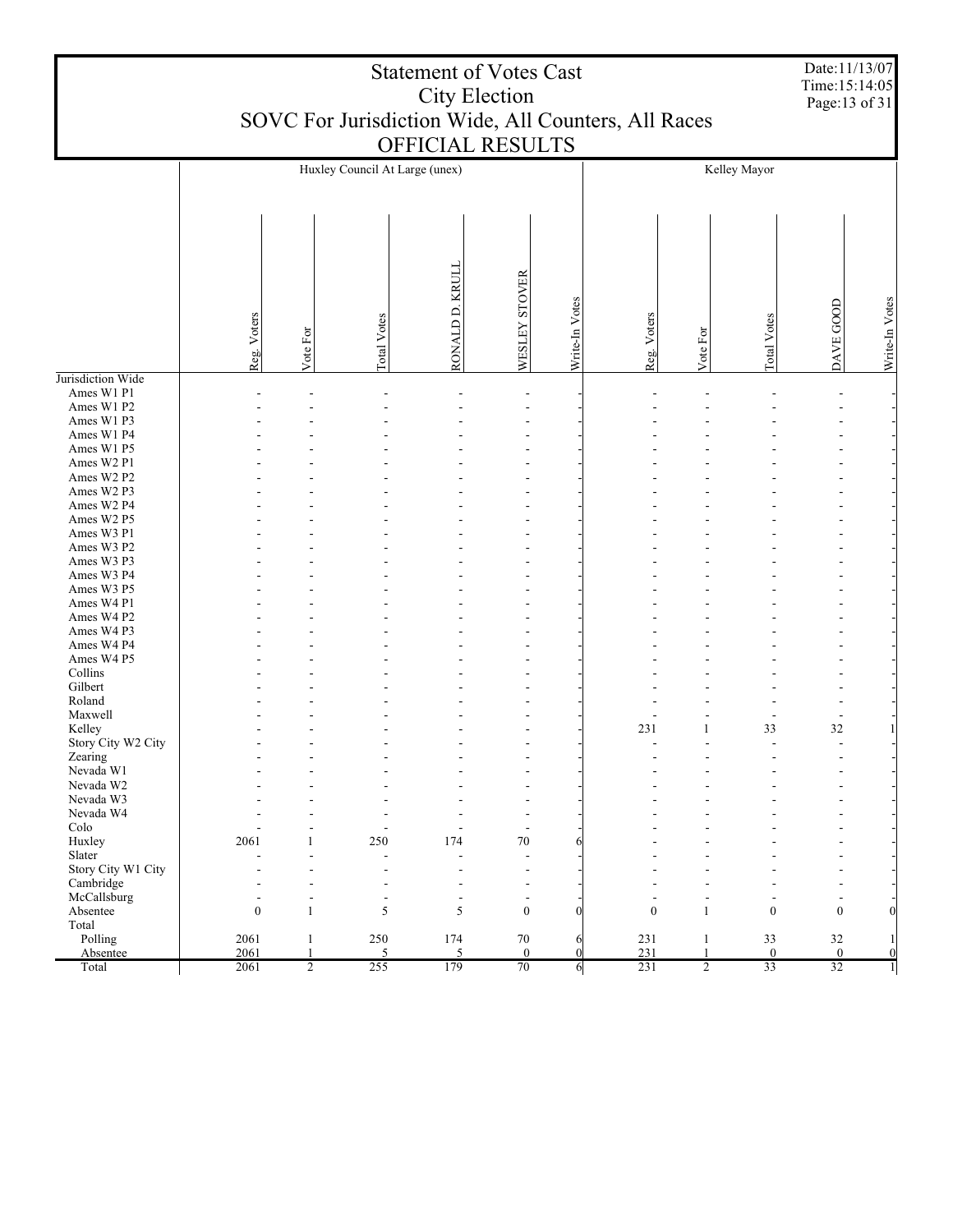# Statement of Votes Cast
## City Election
## SOVC For Jurisdiction Wide, All Counters, All Races
## OFFICIAL RESULTS

Date:11/13/07
Time:15:14:05

| | Huxley Council At Large (unex) | | | | | | Kelley Mayor | | | | |
|---|---|---|---|---|---|---|---|---|---|---|---|
| | Reg. Voters | Vote For | Total Votes | RONALD D. KRULL | WESLEY STOVER | Write-In Votes | Reg. Voters | Vote For | Total Votes | DAVE GOOD | Write-In Votes |
| Jurisdiction Wide | | | | | | | | | | | |
| Ames W1 P1 | - | - | - | - | - | - | - | - | - | - | - |
| Ames W1 P2 | - | - | - | - | - | - | - | - | - | - | - |
| Ames W1 P3 | - | - | - | - | - | - | - | - | - | - | - |
| Ames W1 P4 | - | - | - | - | - | - | - | - | - | - | - |
| Ames W1 P5 | - | - | - | - | - | - | - | - | - | - | - |
| Ames W2 P1 | - | - | - | - | - | - | - | - | - | - | - |
| Ames W2 P2 | - | - | - | - | - | - | - | - | - | - | - |
| Ames W2 P3 | - | - | - | - | - | - | - | - | - | - | - |
| Ames W2 P4 | - | - | - | - | - | - | - | - | - | - | - |
| Ames W2 P5 | - | - | - | - | - | - | - | - | - | - | - |
| Ames W3 P1 | - | - | - | - | - | - | - | - | - | - | - |
| Ames W3 P2 | - | - | - | - | - | - | - | - | - | - | - |
| Ames W3 P3 | - | - | - | - | - | - | - | - | - | - | - |
| Ames W3 P4 | - | - | - | - | - | - | - | - | - | - | - |
| Ames W3 P5 | - | - | - | - | - | - | - | - | - | - | - |
| Ames W4 P1 | - | - | - | - | - | - | - | - | - | - | - |
| Ames W4 P2 | - | - | - | - | - | - | - | - | - | - | - |
| Ames W4 P3 | - | - | - | - | - | - | - | - | - | - | - |
| Ames W4 P4 | - | - | - | - | - | - | - | - | - | - | - |
| Ames W4 P5 | - | - | - | - | - | - | - | - | - | - | - |
| Collins | - | - | - | - | - | - | - | - | - | - | - |
| Gilbert | - | - | - | - | - | - | - | - | - | - | - |
| Roland | - | - | - | - | - | - | - | - | - | - | - |
| Maxwell | - | - | - | - | - | - | - | - | - | - | - |
| Kelley | - | - | - | - | - | - | 231 | 1 | 33 | 32 | 1 |
| Story City W2 City | - | - | - | - | - | - | - | - | - | - | - |
| Zearing | - | - | - | - | - | - | - | - | - | - | - |
| Nevada W1 | - | - | - | - | - | - | - | - | - | - | - |
| Nevada W2 | - | - | - | - | - | - | - | - | - | - | - |
| Nevada W3 | - | - | - | - | - | - | - | - | - | - | - |
| Nevada W4 | - | - | - | - | - | - | - | - | - | - | - |
| Colo | - | - | - | - | - | - | - | - | - | - | - |
| Huxley | 2061 | 1 | 250 | 174 | 70 | 6 | - | - | - | - | - |
| Slater | - | - | - | - | - | - | - | - | - | - | - |
| Story City W1 City | - | - | - | - | - | - | - | - | - | - | - |
| Cambridge | - | - | - | - | - | - | - | - | - | - | - |
| McCallsburg | - | - | - | - | - | - | - | - | - | - | - |
| Absentee | 0 | 1 | 5 | 5 | 0 | 0 | 0 | 1 | 0 | 0 | 0 |
| Total | | | | | | | | | | | |
| Polling | 2061 | 1 | 250 | 174 | 70 | 6 | 231 | 1 | 33 | 32 | 1 |
| Absentee | 2061 | 1 | 5 | 5 | 0 | 0 | 231 | 1 | 0 | 0 | 0 |
| Total | 2061 | 2 | 255 | 179 | 70 | 6 | 231 | 2 | 33 | 32 | 1 |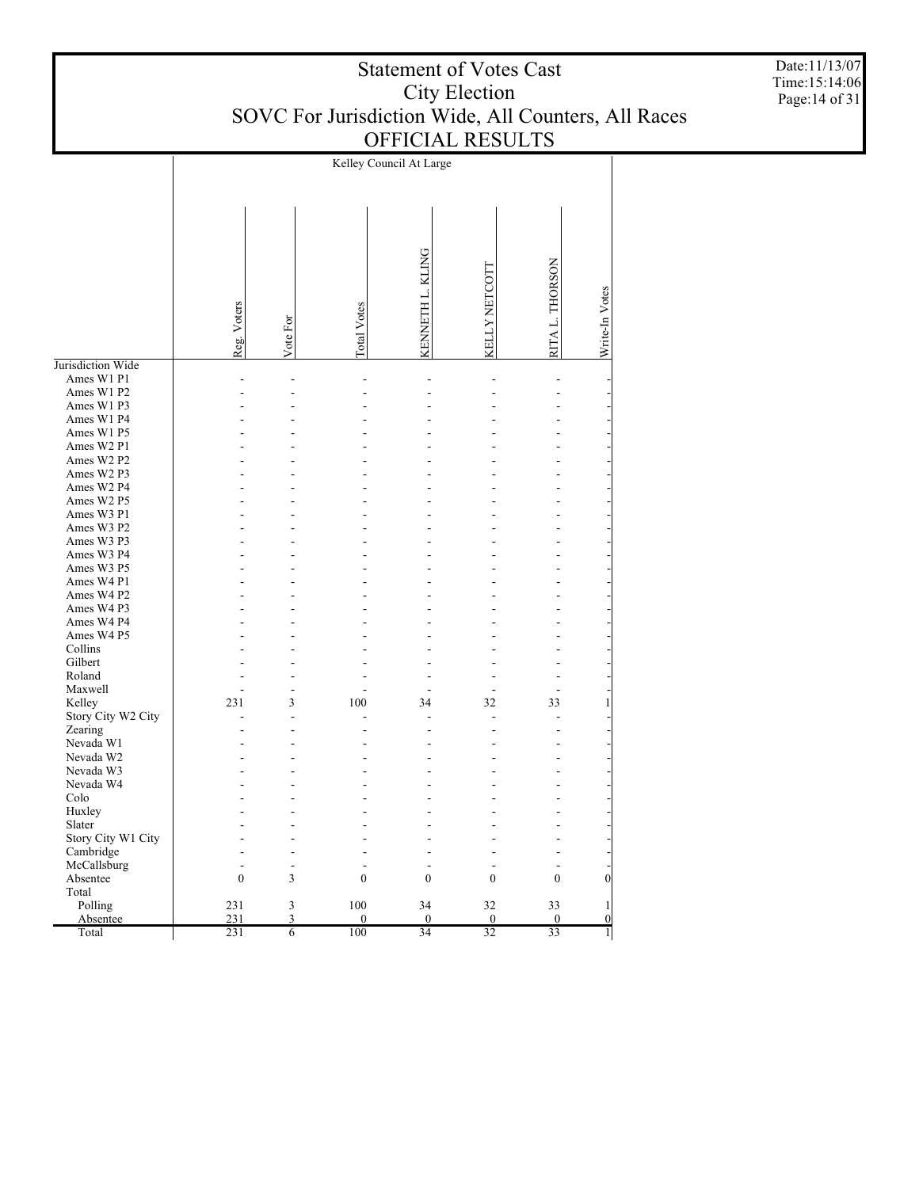# Statement of Votes Cast
## City Election
## SOVC For Jurisdiction Wide, All Counters, All Races
## OFFICIAL RESULTS

Date:11/13/07
Time:15:14:06

| | Kelley Council At Large | | | | | | |
|---|---|---|---|---|---|---|---|
| | Reg. Voters | Vote For | Total Votes | KENNETH L. KLING | KELLY NETCOTT | RITA L. THORSON | Write-In Votes |
| Jurisdiction Wide | | | | | | | |
| Ames W1 P1 | - | - | - | - | - | - | - |
| Ames W1 P2 | - | - | - | - | - | - | - |
| Ames W1 P3 | - | - | - | - | - | - | - |
| Ames W1 P4 | - | - | - | - | - | - | - |
| Ames W1 P5 | - | - | - | - | - | - | - |
| Ames W2 P1 | - | - | - | - | - | - | - |
| Ames W2 P2 | - | - | - | - | - | - | - |
| Ames W2 P3 | - | - | - | - | - | - | - |
| Ames W2 P4 | - | - | - | - | - | - | - |
| Ames W2 P5 | - | - | - | - | - | - | - |
| Ames W3 P1 | - | - | - | - | - | - | - |
| Ames W3 P2 | - | - | - | - | - | - | - |
| Ames W3 P3 | - | - | - | - | - | - | - |
| Ames W3 P4 | - | - | - | - | - | - | - |
| Ames W3 P5 | - | - | - | - | - | - | - |
| Ames W4 P1 | - | - | - | - | - | - | - |
| Ames W4 P2 | - | - | - | - | - | - | - |
| Ames W4 P3 | - | - | - | - | - | - | - |
| Ames W4 P4 | - | - | - | - | - | - | - |
| Ames W4 P5 | - | - | - | - | - | - | - |
| Collins | - | - | - | - | - | - | - |
| Gilbert | - | - | - | - | - | - | - |
| Roland | - | - | - | - | - | - | - |
| Maxwell | - | - | - | - | - | - | - |
| Kelley | 231 | 3 | 100 | 34 | 32 | 33 | 1 |
| Story City W2 City | - | - | - | - | - | - | - |
| Zearing | - | - | - | - | - | - | - |
| Nevada W1 | - | - | - | - | - | - | - |
| Nevada W2 | - | - | - | - | - | - | - |
| Nevada W3 | - | - | - | - | - | - | - |
| Nevada W4 | - | - | - | - | - | - | - |
| Colo | - | - | - | - | - | - | - |
| Huxley | - | - | - | - | - | - | - |
| Slater | - | - | - | - | - | - | - |
| Story City W1 City | - | - | - | - | - | - | - |
| Cambridge | - | - | - | - | - | - | - |
| McCallsburg | - | - | - | - | - | - | - |
| Absentee | 0 | 3 | 0 | 0 | 0 | 0 | 0 |
| Total | | | | | | | |
| Polling | 231 | 3 | 100 | 34 | 32 | 33 | 1 |
| Absentee | 231 | 3 | 0 | 0 | 0 | 0 | 0 |
| Total | 231 | 6 | 100 | 34 | 32 | 33 | 1 |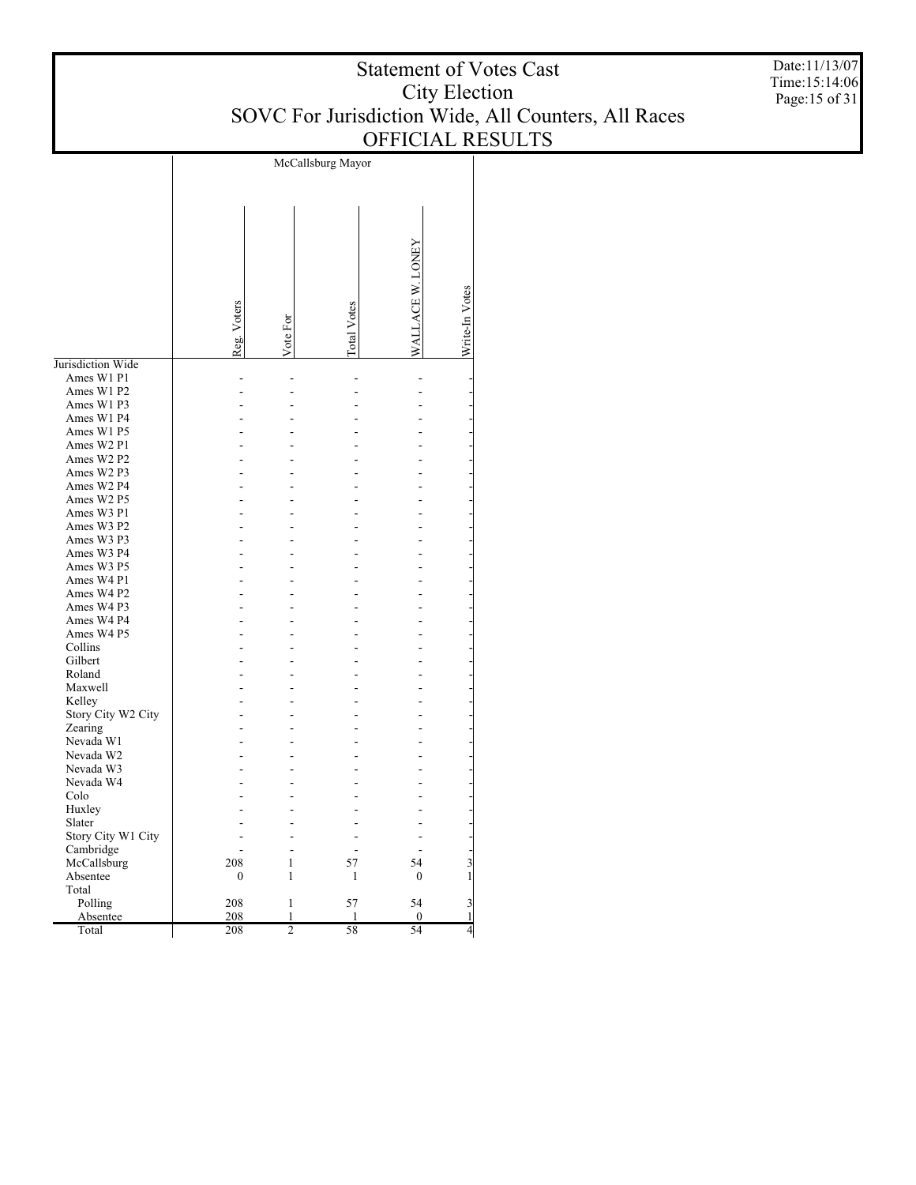# Statement of Votes Cast
## City Election
## SOVC For Jurisdiction Wide, All Counters, All Races
## OFFICIAL RESULTS

Date:11/13/07
Time:15:14:06

| | McCallsburg Mayor | | | | |
|---|---|---|---|---|---|
| | Reg. Voters | Vote For | Total Votes | WALLACE W. LONEY | Write-In Votes |
| Jurisdiction Wide | | | | | |
| Ames W1 P1 | - | - | - | - | - |
| Ames W1 P2 | - | - | - | - | - |
| Ames W1 P3 | - | - | - | - | - |
| Ames W1 P4 | - | - | - | - | - |
| Ames W1 P5 | - | - | - | - | - |
| Ames W2 P1 | - | - | - | - | - |
| Ames W2 P2 | - | - | - | - | - |
| Ames W2 P3 | - | - | - | - | - |
| Ames W2 P4 | - | - | - | - | - |
| Ames W2 P5 | - | - | - | - | - |
| Ames W3 P1 | - | - | - | - | - |
| Ames W3 P2 | - | - | - | - | - |
| Ames W3 P3 | - | - | - | - | - |
| Ames W3 P4 | - | - | - | - | - |
| Ames W3 P5 | - | - | - | - | - |
| Ames W4 P1 | - | - | - | - | - |
| Ames W4 P2 | - | - | - | - | - |
| Ames W4 P3 | - | - | - | - | - |
| Ames W4 P4 | - | - | - | - | - |
| Ames W4 P5 | - | - | - | - | - |
| Collins | - | - | - | - | - |
| Gilbert | - | - | - | - | - |
| Roland | - | - | - | - | - |
| Maxwell | - | - | - | - | - |
| Kelley | - | - | - | - | - |
| Story City W2 City | - | - | - | - | - |
| Zearing | - | - | - | - | - |
| Nevada W1 | - | - | - | - | - |
| Nevada W2 | - | - | - | - | - |
| Nevada W3 | - | - | - | - | - |
| Nevada W4 | - | - | - | - | - |
| Colo | - | - | - | - | - |
| Huxley | - | - | - | - | - |
| Slater | - | - | - | - | - |
| Story City W1 City | - | - | - | - | - |
| Cambridge | - | - | - | - | - |
| McCallsburg | 208 | 1 | 57 | 54 | 3 |
| Absentee | 0 | 1 | 1 | 0 | 1 |
| Total | | | | | |
| Polling | 208 | 1 | 57 | 54 | 3 |
| Absentee | 208 | 1 | 1 | 0 | 1 |
| Total | 208 | 2 | 58 | 54 | 4 |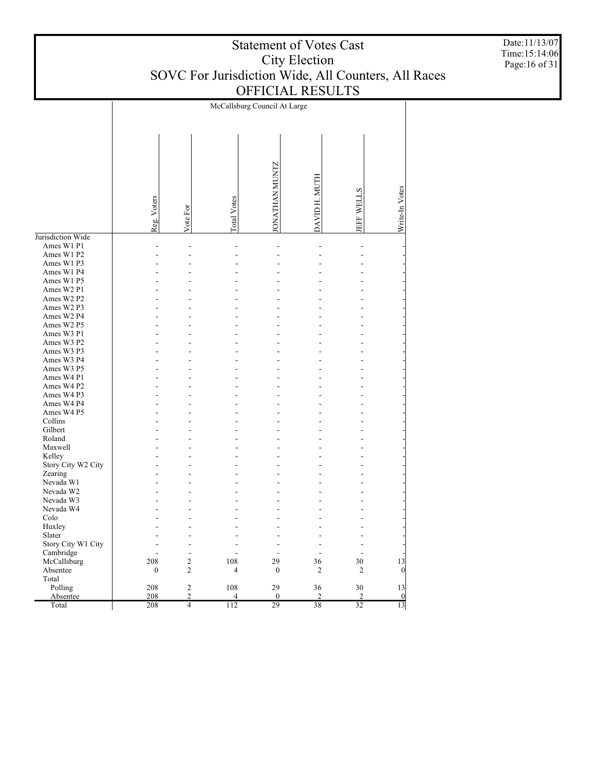# Statement of Votes Cast
# City Election
# SOVC For Jurisdiction Wide, All Counters, All Races
# OFFICIAL RESULTS

Date:11/13/07
Time:15:14:06

| | McCallsburg Council At Large | | | | | | |
|---|---|---|---|---|---|---|---|
| | Reg. Voters | Vote For | Total Votes | JONATHAN MUNTZ | DAVID H. MUTH | JEFF WELLS | Write-In Votes |
| Jurisdiction Wide | | | | | | | |
| Ames W1 P1 | - | - | - | - | - | - | - |
| Ames W1 P2 | - | - | - | - | - | - | - |
| Ames W1 P3 | - | - | - | - | - | - | - |
| Ames W1 P4 | - | - | - | - | - | - | - |
| Ames W1 P5 | - | - | - | - | - | - | - |
| Ames W2 P1 | - | - | - | - | - | - | - |
| Ames W2 P2 | - | - | - | - | - | - | - |
| Ames W2 P3 | - | - | - | - | - | - | - |
| Ames W2 P4 | - | - | - | - | - | - | - |
| Ames W2 P5 | - | - | - | - | - | - | - |
| Ames W3 P1 | - | - | - | - | - | - | - |
| Ames W3 P2 | - | - | - | - | - | - | - |
| Ames W3 P3 | - | - | - | - | - | - | - |
| Ames W3 P4 | - | - | - | - | - | - | - |
| Ames W3 P5 | - | - | - | - | - | - | - |
| Ames W4 P1 | - | - | - | - | - | - | - |
| Ames W4 P2 | - | - | - | - | - | - | - |
| Ames W4 P3 | - | - | - | - | - | - | - |
| Ames W4 P4 | - | - | - | - | - | - | - |
| Ames W4 P5 | - | - | - | - | - | - | - |
| Collins | - | - | - | - | - | - | - |
| Gilbert | - | - | - | - | - | - | - |
| Roland | - | - | - | - | - | - | - |
| Maxwell | - | - | - | - | - | - | - |
| Kelley | - | - | - | - | - | - | - |
| Story City W2 City | - | - | - | - | - | - | - |
| Zearing | - | - | - | - | - | - | - |
| Nevada W1 | - | - | - | - | - | - | - |
| Nevada W2 | - | - | - | - | - | - | - |
| Nevada W3 | - | - | - | - | - | - | - |
| Nevada W4 | - | - | - | - | - | - | - |
| Colo | - | - | - | - | - | - | - |
| Huxley | - | - | - | - | - | - | - |
| Slater | - | - | - | - | - | - | - |
| Story City W1 City | - | - | - | - | - | - | - |
| Cambridge | - | - | - | - | - | - | - |
| McCallsburg | 208 | 2 | 108 | 29 | 36 | 30 | 13 |
| Absentee | 0 | 2 | 4 | 0 | 2 | 2 | 0 |
| Total | | | | | | | |
| Polling | 208 | 2 | 108 | 29 | 36 | 30 | 13 |
| Absentee | 208 | 2 | 4 | 0 | 2 | 2 | 0 |
| Total | 208 | 4 | 112 | 29 | 38 | 32 | 13 |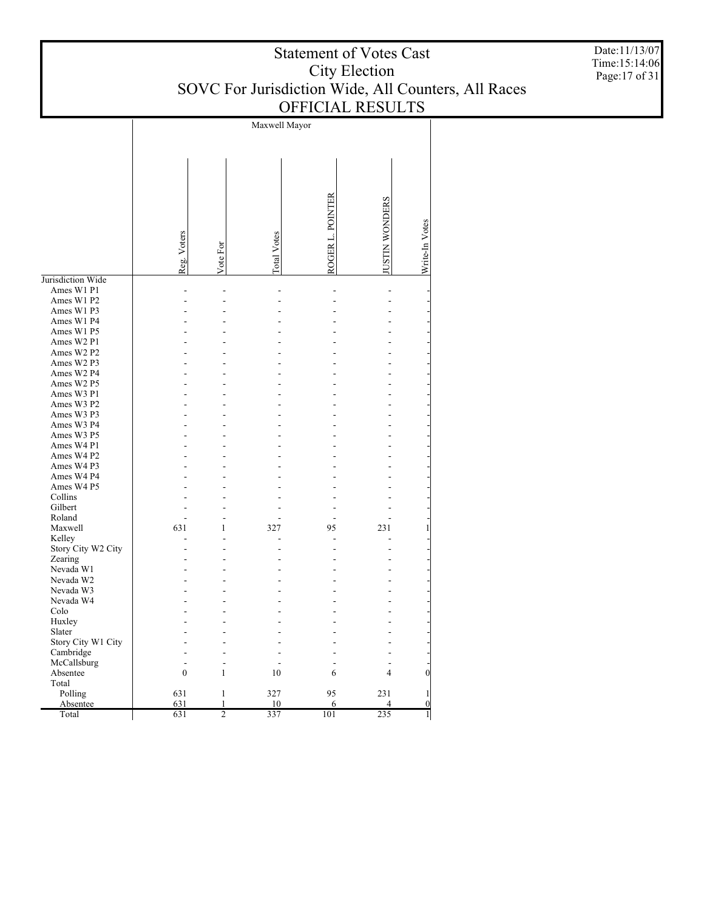# Statement of Votes Cast
## City Election
## SOVC For Jurisdiction Wide, All Counters, All Races
## OFFICIAL RESULTS

Date:11/13/07
Time:15:14:06

| | Maxwell Mayor | | | | | |
|---|---|---|---|---|---|---|
| | Reg. Voters | Vote For | Total Votes | ROGER L. POINTER | JUSTIN WONDERS | Write-In Votes |
| Jurisdiction Wide | | | | | | |
| Ames W1 P1 | - | - | - | - | - | - |
| Ames W1 P2 | - | - | - | - | - | - |
| Ames W1 P3 | - | - | - | - | - | - |
| Ames W1 P4 | - | - | - | - | - | - |
| Ames W1 P5 | - | - | - | - | - | - |
| Ames W2 P1 | - | - | - | - | - | - |
| Ames W2 P2 | - | - | - | - | - | - |
| Ames W2 P3 | - | - | - | - | - | - |
| Ames W2 P4 | - | - | - | - | - | - |
| Ames W2 P5 | - | - | - | - | - | - |
| Ames W3 P1 | - | - | - | - | - | - |
| Ames W3 P2 | - | - | - | - | - | - |
| Ames W3 P3 | - | - | - | - | - | - |
| Ames W3 P4 | - | - | - | - | - | - |
| Ames W3 P5 | - | - | - | - | - | - |
| Ames W4 P1 | - | - | - | - | - | - |
| Ames W4 P2 | - | - | - | - | - | - |
| Ames W4 P3 | - | - | - | - | - | - |
| Ames W4 P4 | - | - | - | - | - | - |
| Ames W4 P5 | - | - | - | - | - | - |
| Collins | - | - | - | - | - | - |
| Gilbert | - | - | - | - | - | - |
| Roland | - | - | - | - | - | - |
| Maxwell | 631 | 1 | 327 | 95 | 231 | 1 |
| Kelley | - | - | - | - | - | - |
| Story City W2 City | - | - | - | - | - | - |
| Zearing | - | - | - | - | - | - |
| Nevada W1 | - | - | - | - | - | - |
| Nevada W2 | - | - | - | - | - | - |
| Nevada W3 | - | - | - | - | - | - |
| Nevada W4 | - | - | - | - | - | - |
| Colo | - | - | - | - | - | - |
| Huxley | - | - | - | - | - | - |
| Slater | - | - | - | - | - | - |
| Story City W1 City | - | - | - | - | - | - |
| Cambridge | - | - | - | - | - | - |
| McCallsburg | - | - | - | - | - | - |
| Absentee | 0 | 1 | 10 | 6 | 4 | 0 |
| Total | | | | | | |
| Polling | 631 | 1 | 327 | 95 | 231 | 1 |
| Absentee | 631 | 1 | 10 | 6 | 4 | 0 |
| Total | 631 | 2 | 337 | 101 | 235 | 1 |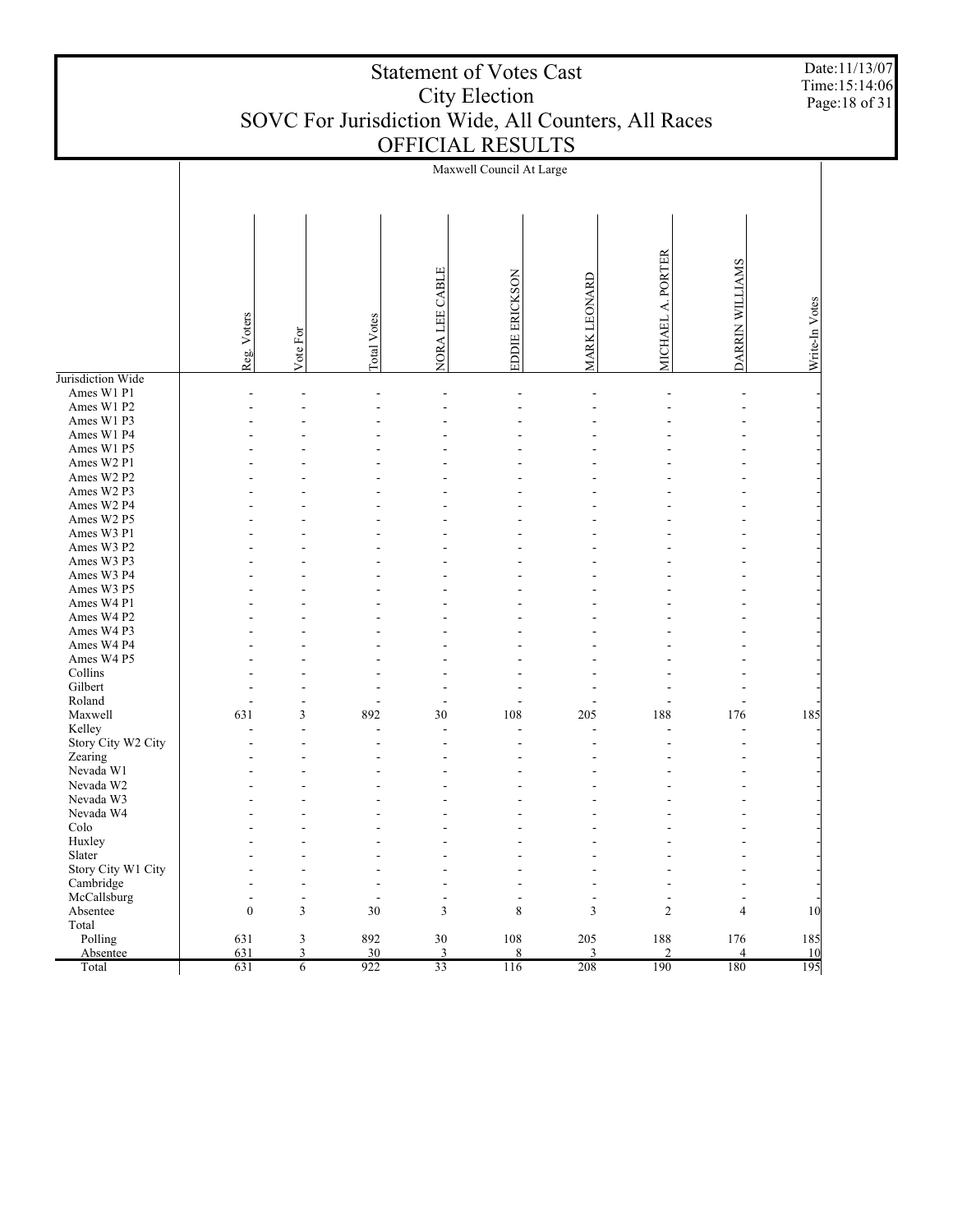# Statement of Votes Cast
# City Election
# SOVC For Jurisdiction Wide, All Counters, All Races
# OFFICIAL RESULTS

Date:11/13/07
Time:15:14:06

| | Maxwell Council At Large | | | | | | | | |
|---|---|---|---|---|---|---|---|---|---|
| | Reg. Voters | Vote For | Total Votes | NORA LEE CABLE | EDDIE ERICKSON | MARK LEONARD | MICHAEL A. PORTER | DARRIN WILLIAMS | Write-In Votes |
| Jurisdiction Wide | | | | | | | | | |
| Ames W1 P1 | - | - | - | - | - | - | - | - | - |
| Ames W1 P2 | - | - | - | - | - | - | - | - | - |
| Ames W1 P3 | - | - | - | - | - | - | - | - | - |
| Ames W1 P4 | - | - | - | - | - | - | - | - | - |
| Ames W1 P5 | - | - | - | - | - | - | - | - | - |
| Ames W2 P1 | - | - | - | - | - | - | - | - | - |
| Ames W2 P2 | - | - | - | - | - | - | - | - | - |
| Ames W2 P3 | - | - | - | - | - | - | - | - | - |
| Ames W2 P4 | - | - | - | - | - | - | - | - | - |
| Ames W2 P5 | - | - | - | - | - | - | - | - | - |
| Ames W3 P1 | - | - | - | - | - | - | - | - | - |
| Ames W3 P2 | - | - | - | - | - | - | - | - | - |
| Ames W3 P3 | - | - | - | - | - | - | - | - | - |
| Ames W3 P4 | - | - | - | - | - | - | - | - | - |
| Ames W3 P5 | - | - | - | - | - | - | - | - | - |
| Ames W4 P1 | - | - | - | - | - | - | - | - | - |
| Ames W4 P2 | - | - | - | - | - | - | - | - | - |
| Ames W4 P3 | - | - | - | - | - | - | - | - | - |
| Ames W4 P4 | - | - | - | - | - | - | - | - | - |
| Ames W4 P5 | - | - | - | - | - | - | - | - | - |
| Collins | - | - | - | - | - | - | - | - | - |
| Gilbert | - | - | - | - | - | - | - | - | - |
| Roland | - | - | - | - | - | - | - | - | - |
| Maxwell | 631 | 3 | 892 | 30 | 108 | 205 | 188 | 176 | 185 |
| Kelley | - | - | - | - | - | - | - | - | - |
| Story City W2 City | - | - | - | - | - | - | - | - | - |
| Zearing | - | - | - | - | - | - | - | - | - |
| Nevada W1 | - | - | - | - | - | - | - | - | - |
| Nevada W2 | - | - | - | - | - | - | - | - | - |
| Nevada W3 | - | - | - | - | - | - | - | - | - |
| Nevada W4 | - | - | - | - | - | - | - | - | - |
| Colo | - | - | - | - | - | - | - | - | - |
| Huxley | - | - | - | - | - | - | - | - | - |
| Slater | - | - | - | - | - | - | - | - | - |
| Story City W1 City | - | - | - | - | - | - | - | - | - |
| Cambridge | - | - | - | - | - | - | - | - | - |
| McCallsburg | - | - | - | - | - | - | - | - | - |
| Absentee | 0 | 3 | 30 | 3 | 8 | 3 | 2 | 4 | 10 |
| Total | | | | | | | | | |
| Polling | 631 | 3 | 892 | 30 | 108 | 205 | 188 | 176 | 185 |
| Absentee | 631 | 3 | 30 | 3 | 8 | 3 | 2 | 4 | 10 |
| Total | 631 | 6 | 922 | 33 | 116 | 208 | 190 | 180 | 195 |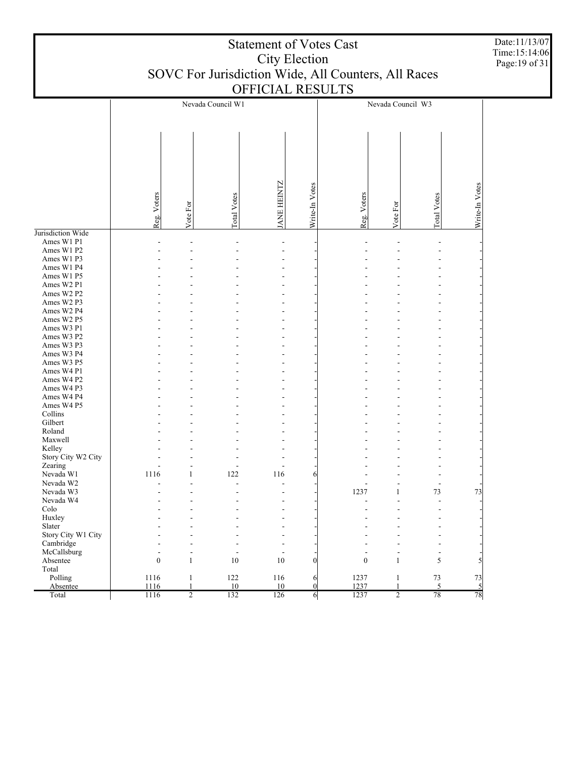# Statement of Votes Cast
## City Election
## SOVC For Jurisdiction Wide, All Counters, All Races
## OFFICIAL RESULTS

Date:11/13/07
Time:15:14:06

| | Nevada Council W1 | | | | | Nevada Council W3 | | | |
|---|---|---|---|---|---|---|---|---|---|
| | Reg. Voters | Vote For | Total Votes | JANE HEINTZ | Write-In Votes | Reg. Voters | Vote For | Total Votes | Write-In Votes |
| Jurisdiction Wide | | | | | | | | | |
| Ames W1 P1 | - | - | - | - | - | - | - | - | - |
| Ames W1 P2 | - | - | - | - | - | - | - | - | - |
| Ames W1 P3 | - | - | - | - | - | - | - | - | - |
| Ames W1 P4 | - | - | - | - | - | - | - | - | - |
| Ames W1 P5 | - | - | - | - | - | - | - | - | - |
| Ames W2 P1 | - | - | - | - | - | - | - | - | - |
| Ames W2 P2 | - | - | - | - | - | - | - | - | - |
| Ames W2 P3 | - | - | - | - | - | - | - | - | - |
| Ames W2 P4 | - | - | - | - | - | - | - | - | - |
| Ames W2 P5 | - | - | - | - | - | - | - | - | - |
| Ames W3 P1 | - | - | - | - | - | - | - | - | - |
| Ames W3 P2 | - | - | - | - | - | - | - | - | - |
| Ames W3 P3 | - | - | - | - | - | - | - | - | - |
| Ames W3 P4 | - | - | - | - | - | - | - | - | - |
| Ames W3 P5 | - | - | - | - | - | - | - | - | - |
| Ames W4 P1 | - | - | - | - | - | - | - | - | - |
| Ames W4 P2 | - | - | - | - | - | - | - | - | - |
| Ames W4 P3 | - | - | - | - | - | - | - | - | - |
| Ames W4 P4 | - | - | - | - | - | - | - | - | - |
| Ames W4 P5 | - | - | - | - | - | - | - | - | - |
| Collins | - | - | - | - | - | - | - | - | - |
| Gilbert | - | - | - | - | - | - | - | - | - |
| Roland | - | - | - | - | - | - | - | - | - |
| Maxwell | - | - | - | - | - | - | - | - | - |
| Kelley | - | - | - | - | - | - | - | - | - |
| Story City W2 City | - | - | - | - | - | - | - | - | - |
| Zearing | - | - | - | - | - | - | - | - | - |
| Nevada W1 | 1116 | 1 | 122 | 116 | 6 | - | - | - | - |
| Nevada W2 | - | - | - | - | - | - | - | - | - |
| Nevada W3 | - | - | - | - | - | 1237 | 1 | 73 | 73 |
| Nevada W4 | - | - | - | - | - | - | - | - | - |
| Colo | - | - | - | - | - | - | - | - | - |
| Huxley | - | - | - | - | - | - | - | - | - |
| Slater | - | - | - | - | - | - | - | - | - |
| Story City W1 City | - | - | - | - | - | - | - | - | - |
| Cambridge | - | - | - | - | - | - | - | - | - |
| McCallsburg | - | - | - | - | - | - | - | - | - |
| Absentee | 0 | 1 | 10 | 10 | 0 | 0 | 1 | 5 | 5 |
| Total | | | | | | | | | |
| Polling | 1116 | 1 | 122 | 116 | 6 | 1237 | 1 | 73 | 73 |
| Absentee | 1116 | 1 | 10 | 10 | 0 | 1237 | 1 | 5 | 5 |
| Total | 1116 | 2 | 132 | 126 | 6 | 1237 | 2 | 78 | 78 |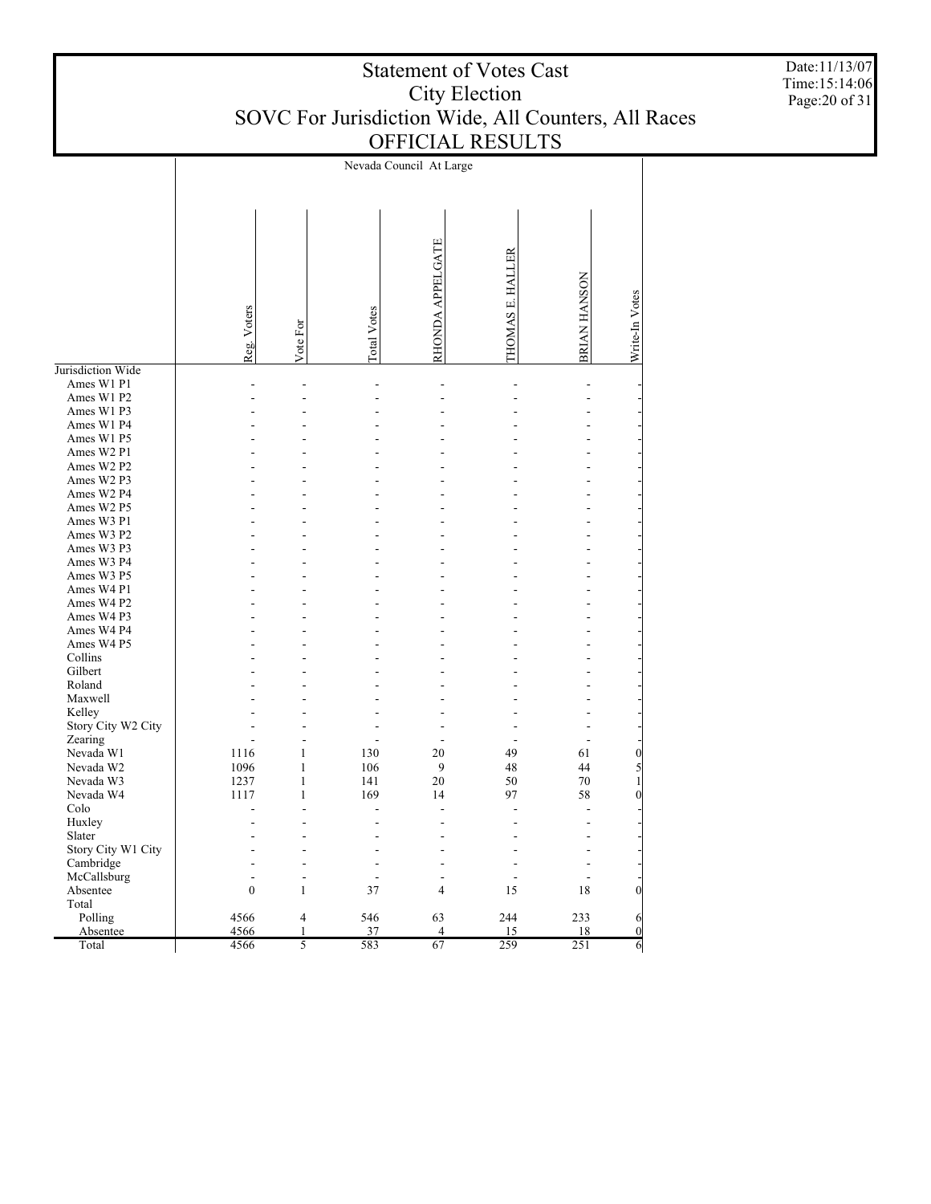# Statement of Votes Cast
## City Election
## SOVC For Jurisdiction Wide, All Counters, All Races
## OFFICIAL RESULTS

Date:11/13/07
Time:15:14:06

| | Nevada Council At Large | | | | | | |
|---|---|---|---|---|---|---|---|
| | Reg. Voters | Vote For | Total Votes | RHONDA APPELGATE | THOMAS E. HALLER | BRIAN HANSON | Write-In Votes |
| Jurisdiction Wide | | | | | | | |
| Ames W1 P1 | - | - | - | - | - | - | - |
| Ames W1 P2 | - | - | - | - | - | - | - |
| Ames W1 P3 | - | - | - | - | - | - | - |
| Ames W1 P4 | - | - | - | - | - | - | - |
| Ames W1 P5 | - | - | - | - | - | - | - |
| Ames W2 P1 | - | - | - | - | - | - | - |
| Ames W2 P2 | - | - | - | - | - | - | - |
| Ames W2 P3 | - | - | - | - | - | - | - |
| Ames W2 P4 | - | - | - | - | - | - | - |
| Ames W2 P5 | - | - | - | - | - | - | - |
| Ames W3 P1 | - | - | - | - | - | - | - |
| Ames W3 P2 | - | - | - | - | - | - | - |
| Ames W3 P3 | - | - | - | - | - | - | - |
| Ames W3 P4 | - | - | - | - | - | - | - |
| Ames W3 P5 | - | - | - | - | - | - | - |
| Ames W4 P1 | - | - | - | - | - | - | - |
| Ames W4 P2 | - | - | - | - | - | - | - |
| Ames W4 P3 | - | - | - | - | - | - | - |
| Ames W4 P4 | - | - | - | - | - | - | - |
| Ames W4 P5 | - | - | - | - | - | - | - |
| Collins | - | - | - | - | - | - | - |
| Gilbert | - | - | - | - | - | - | - |
| Roland | - | - | - | - | - | - | - |
| Maxwell | - | - | - | - | - | - | - |
| Kelley | - | - | - | - | - | - | - |
| Story City W2 City | - | - | - | - | - | - | - |
| Zearing | - | - | - | - | - | - | - |
| Nevada W1 | 1116 | 1 | 130 | 20 | 49 | 61 | 0 |
| Nevada W2 | 1096 | 1 | 106 | 9 | 48 | 44 | 5 |
| Nevada W3 | 1237 | 1 | 141 | 20 | 50 | 70 | 1 |
| Nevada W4 | 1117 | 1 | 169 | 14 | 97 | 58 | 0 |
| Colo | - | - | - | - | - | - | - |
| Huxley | - | - | - | - | - | - | - |
| Slater | - | - | - | - | - | - | - |
| Story City W1 City | - | - | - | - | - | - | - |
| Cambridge | - | - | - | - | - | - | - |
| McCallsburg | - | - | - | - | - | - | - |
| Absentee | 0 | 1 | 37 | 4 | 15 | 18 | 0 |
| Total | | | | | | | |
| Polling | 4566 | 4 | 546 | 63 | 244 | 233 | 6 |
| Absentee | 4566 | 1 | 37 | 4 | 15 | 18 | 0 |
| Total | 4566 | 5 | 583 | 67 | 259 | 251 | 6 |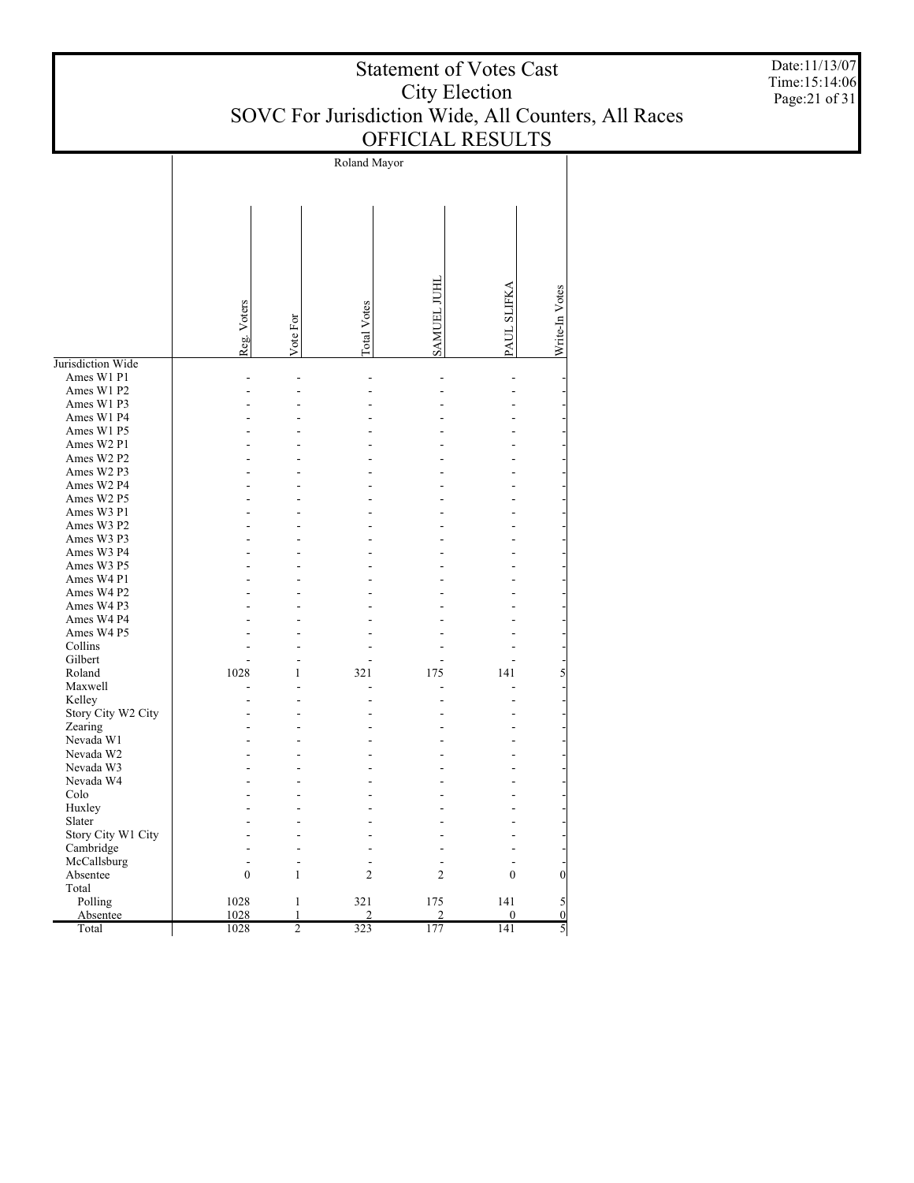# Statement of Votes Cast
# City Election
# SOVC For Jurisdiction Wide, All Counters, All Races
# OFFICIAL RESULTS

Date:11/13/07
Time:15:14:06

| | Roland Mayor | | | | | |
|---|---|---|---|---|---|---|
| | Reg. Voters | Vote For | Total Votes | SAMUEL JUHL | PAUL SLIFKA | Write-In Votes |
| Jurisdiction Wide | | | | | | |
| Ames W1 P1 | - | - | - | - | - | - |
| Ames W1 P2 | - | - | - | - | - | - |
| Ames W1 P3 | - | - | - | - | - | - |
| Ames W1 P4 | - | - | - | - | - | - |
| Ames W1 P5 | - | - | - | - | - | - |
| Ames W2 P1 | - | - | - | - | - | - |
| Ames W2 P2 | - | - | - | - | - | - |
| Ames W2 P3 | - | - | - | - | - | - |
| Ames W2 P4 | - | - | - | - | - | - |
| Ames W2 P5 | - | - | - | - | - | - |
| Ames W3 P1 | - | - | - | - | - | - |
| Ames W3 P2 | - | - | - | - | - | - |
| Ames W3 P3 | - | - | - | - | - | - |
| Ames W3 P4 | - | - | - | - | - | - |
| Ames W3 P5 | - | - | - | - | - | - |
| Ames W4 P1 | - | - | - | - | - | - |
| Ames W4 P2 | - | - | - | - | - | - |
| Ames W4 P3 | - | - | - | - | - | - |
| Ames W4 P4 | - | - | - | - | - | - |
| Ames W4 P5 | - | - | - | - | - | - |
| Collins | - | - | - | - | - | - |
| Gilbert | - | - | - | - | - | - |
| Roland | 1028 | 1 | 321 | 175 | 141 | 5 |
| Maxwell | - | - | - | - | - | - |
| Kelley | - | - | - | - | - | - |
| Story City W2 City | - | - | - | - | - | - |
| Zearing | - | - | - | - | - | - |
| Nevada W1 | - | - | - | - | - | - |
| Nevada W2 | - | - | - | - | - | - |
| Nevada W3 | - | - | - | - | - | - |
| Nevada W4 | - | - | - | - | - | - |
| Colo | - | - | - | - | - | - |
| Huxley | - | - | - | - | - | - |
| Slater | - | - | - | - | - | - |
| Story City W1 City | - | - | - | - | - | - |
| Cambridge | - | - | - | - | - | - |
| McCallsburg | - | - | - | - | - | - |
| Absentee | 0 | 1 | 2 | 2 | 0 | 0 |
| Total | | | | | | |
| Polling | 1028 | 1 | 321 | 175 | 141 | 5 |
| Absentee | 1028 | 1 | 2 | 2 | 0 | 0 |
| Total | 1028 | 2 | 323 | 177 | 141 | 5 |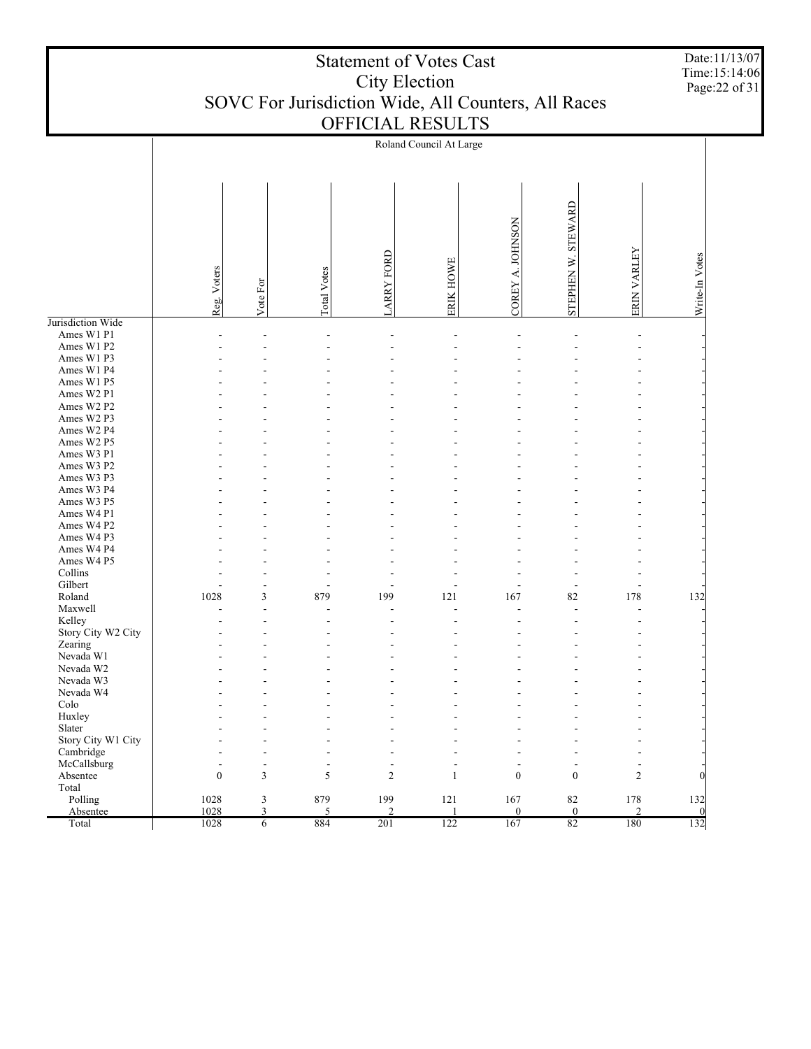# Statement of Votes Cast
## City Election
## SOVC For Jurisdiction Wide, All Counters, All Races
## OFFICIAL RESULTS

Date:11/13/07
Time:15:14:06

| | Roland Council At Large | | | | | | | | |
|---|---|---|---|---|---|---|---|---|---|
| | Reg. Voters | Vote For | Total Votes | LARRY FORD | ERIK HOWE | COREY A. JOHNSON | STEPHEN W. STEWARD | ERIN VARLEY | Write-In Votes |
| Jurisdiction Wide | | | | | | | | | |
| Ames W1 P1 | - | - | - | - | - | - | - | - | - |
| Ames W1 P2 | - | - | - | - | - | - | - | - | - |
| Ames W1 P3 | - | - | - | - | - | - | - | - | - |
| Ames W1 P4 | - | - | - | - | - | - | - | - | - |
| Ames W1 P5 | - | - | - | - | - | - | - | - | - |
| Ames W2 P1 | - | - | - | - | - | - | - | - | - |
| Ames W2 P2 | - | - | - | - | - | - | - | - | - |
| Ames W2 P3 | - | - | - | - | - | - | - | - | - |
| Ames W2 P4 | - | - | - | - | - | - | - | - | - |
| Ames W2 P5 | - | - | - | - | - | - | - | - | - |
| Ames W3 P1 | - | - | - | - | - | - | - | - | - |
| Ames W3 P2 | - | - | - | - | - | - | - | - | - |
| Ames W3 P3 | - | - | - | - | - | - | - | - | - |
| Ames W3 P4 | - | - | - | - | - | - | - | - | - |
| Ames W3 P5 | - | - | - | - | - | - | - | - | - |
| Ames W4 P1 | - | - | - | - | - | - | - | - | - |
| Ames W4 P2 | - | - | - | - | - | - | - | - | - |
| Ames W4 P3 | - | - | - | - | - | - | - | - | - |
| Ames W4 P4 | - | - | - | - | - | - | - | - | - |
| Ames W4 P5 | - | - | - | - | - | - | - | - | - |
| Collins | - | - | - | - | - | - | - | - | - |
| Gilbert | - | - | - | - | - | - | - | - | - |
| Roland | 1028 | 3 | 879 | 199 | 121 | 167 | 82 | 178 | 132 |
| Maxwell | - | - | - | - | - | - | - | - | - |
| Kelley | - | - | - | - | - | - | - | - | - |
| Story City W2 City | - | - | - | - | - | - | - | - | - |
| Zearing | - | - | - | - | - | - | - | - | - |
| Nevada W1 | - | - | - | - | - | - | - | - | - |
| Nevada W2 | - | - | - | - | - | - | - | - | - |
| Nevada W3 | - | - | - | - | - | - | - | - | - |
| Nevada W4 | - | - | - | - | - | - | - | - | - |
| Colo | - | - | - | - | - | - | - | - | - |
| Huxley | - | - | - | - | - | - | - | - | - |
| Slater | - | - | - | - | - | - | - | - | - |
| Story City W1 City | - | - | - | - | - | - | - | - | - |
| Cambridge | - | - | - | - | - | - | - | - | - |
| McCallsburg | - | - | - | - | - | - | - | - | - |
| Absentee | 0 | 3 | 5 | 2 | 1 | 0 | 0 | 2 | 0 |
| Total | | | | | | | | | |
| Polling | 1028 | 3 | 879 | 199 | 121 | 167 | 82 | 178 | 132 |
| Absentee | 1028 | 3 | 5 | 2 | 1 | 0 | 0 | 2 | 0 |
| Total | 1028 | 6 | 884 | 201 | 122 | 167 | 82 | 180 | 132 |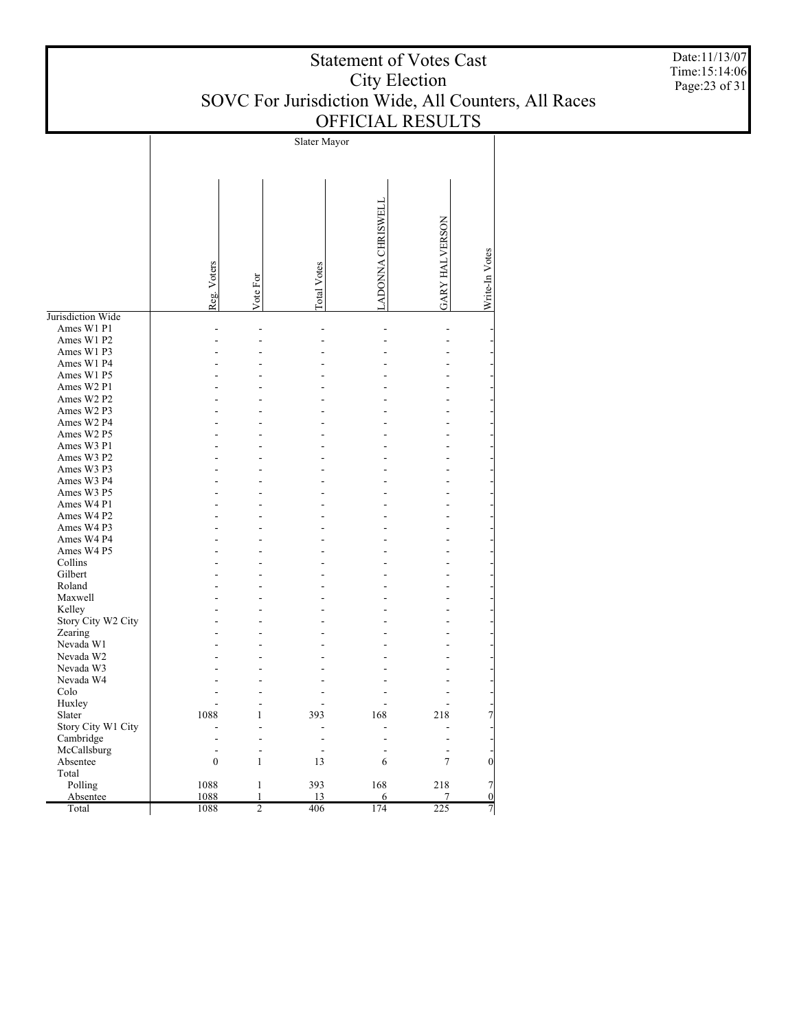# Statement of Votes Cast
## City Election
## SOVC For Jurisdiction Wide, All Counters, All Races
## OFFICIAL RESULTS

Date:11/13/07
Time:15:14:06

| | Slater Mayor | | | | | |
|---|---|---|---|---|---|---|
| | Reg. Voters | Vote For | Total Votes | LADONNA CHRISWELL | GARY HALVERSON | Write-In Votes |
| Jurisdiction Wide | | | | | | |
| Ames W1 P1 | - | - | - | - | - | - |
| Ames W1 P2 | - | - | - | - | - | - |
| Ames W1 P3 | - | - | - | - | - | - |
| Ames W1 P4 | - | - | - | - | - | - |
| Ames W1 P5 | - | - | - | - | - | - |
| Ames W2 P1 | - | - | - | - | - | - |
| Ames W2 P2 | - | - | - | - | - | - |
| Ames W2 P3 | - | - | - | - | - | - |
| Ames W2 P4 | - | - | - | - | - | - |
| Ames W2 P5 | - | - | - | - | - | - |
| Ames W3 P1 | - | - | - | - | - | - |
| Ames W3 P2 | - | - | - | - | - | - |
| Ames W3 P3 | - | - | - | - | - | - |
| Ames W3 P4 | - | - | - | - | - | - |
| Ames W3 P5 | - | - | - | - | - | - |
| Ames W4 P1 | - | - | - | - | - | - |
| Ames W4 P2 | - | - | - | - | - | - |
| Ames W4 P3 | - | - | - | - | - | - |
| Ames W4 P4 | - | - | - | - | - | - |
| Ames W4 P5 | - | - | - | - | - | - |
| Collins | - | - | - | - | - | - |
| Gilbert | - | - | - | - | - | - |
| Roland | - | - | - | - | - | - |
| Maxwell | - | - | - | - | - | - |
| Kelley | - | - | - | - | - | - |
| Story City W2 City | - | - | - | - | - | - |
| Zearing | - | - | - | - | - | - |
| Nevada W1 | - | - | - | - | - | - |
| Nevada W2 | - | - | - | - | - | - |
| Nevada W3 | - | - | - | - | - | - |
| Nevada W4 | - | - | - | - | - | - |
| Colo | - | - | - | - | - | - |
| Huxley | - | - | - | - | - | - |
| Slater | 1088 | 1 | 393 | 168 | 218 | 7 |
| Story City W1 City | - | - | - | - | - | - |
| Cambridge | - | - | - | - | - | - |
| McCallsburg | - | - | - | - | - | - |
| Absentee | 0 | 1 | 13 | 6 | 7 | 0 |
| Total | | | | | | |
| Polling | 1088 | 1 | 393 | 168 | 218 | 7 |
| Absentee | 1088 | 1 | 13 | 6 | 7 | 0 |
| Total | 1088 | 2 | 406 | 174 | 225 | 7 |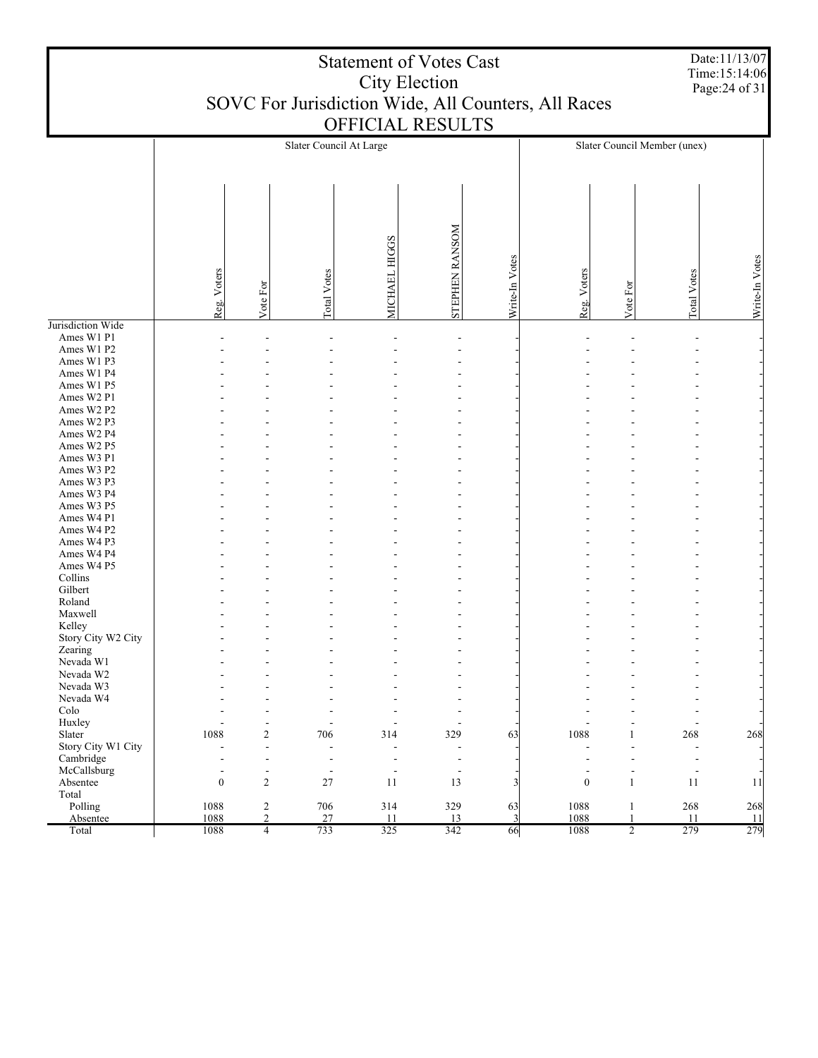# Statement of Votes Cast
## City Election
## SOVC For Jurisdiction Wide, All Counters, All Races
## OFFICIAL RESULTS

Date:11/13/07
Time:15:14:06

| | Slater Council At Large | | | | | | Slater Council Member (unex) | | | |
|---|---|---|---|---|---|---|---|---|---|---|
| | Reg. Voters | Vote For | Total Votes | MICHAEL HIGGS | STEPHEN RANSOM | Write-In Votes | Reg. Voters | Vote For | Total Votes | Write-In Votes |
| Jurisdiction Wide | | | | | | | | | | |
| Ames W1 P1 | - | - | - | - | - | - | - | - | - | - |
| Ames W1 P2 | - | - | - | - | - | - | - | - | - | - |
| Ames W1 P3 | - | - | - | - | - | - | - | - | - | - |
| Ames W1 P4 | - | - | - | - | - | - | - | - | - | - |
| Ames W1 P5 | - | - | - | - | - | - | - | - | - | - |
| Ames W2 P1 | - | - | - | - | - | - | - | - | - | - |
| Ames W2 P2 | - | - | - | - | - | - | - | - | - | - |
| Ames W2 P3 | - | - | - | - | - | - | - | - | - | - |
| Ames W2 P4 | - | - | - | - | - | - | - | - | - | - |
| Ames W2 P5 | - | - | - | - | - | - | - | - | - | - |
| Ames W3 P1 | - | - | - | - | - | - | - | - | - | - |
| Ames W3 P2 | - | - | - | - | - | - | - | - | - | - |
| Ames W3 P3 | - | - | - | - | - | - | - | - | - | - |
| Ames W3 P4 | - | - | - | - | - | - | - | - | - | - |
| Ames W3 P5 | - | - | - | - | - | - | - | - | - | - |
| Ames W4 P1 | - | - | - | - | - | - | - | - | - | - |
| Ames W4 P2 | - | - | - | - | - | - | - | - | - | - |
| Ames W4 P3 | - | - | - | - | - | - | - | - | - | - |
| Ames W4 P4 | - | - | - | - | - | - | - | - | - | - |
| Ames W4 P5 | - | - | - | - | - | - | - | - | - | - |
| Collins | - | - | - | - | - | - | - | - | - | - |
| Gilbert | - | - | - | - | - | - | - | - | - | - |
| Roland | - | - | - | - | - | - | - | - | - | - |
| Maxwell | - | - | - | - | - | - | - | - | - | - |
| Kelley | - | - | - | - | - | - | - | - | - | - |
| Story City W2 City | - | - | - | - | - | - | - | - | - | - |
| Zearing | - | - | - | - | - | - | - | - | - | - |
| Nevada W1 | - | - | - | - | - | - | - | - | - | - |
| Nevada W2 | - | - | - | - | - | - | - | - | - | - |
| Nevada W3 | - | - | - | - | - | - | - | - | - | - |
| Nevada W4 | - | - | - | - | - | - | - | - | - | - |
| Colo | - | - | - | - | - | - | - | - | - | - |
| Huxley | - | - | - | - | - | - | - | - | - | - |
| Slater | 1088 | 2 | 706 | 314 | 329 | 63 | 1088 | 1 | 268 | 268 |
| Story City W1 City | - | - | - | - | - | - | - | - | - | - |
| Cambridge | - | - | - | - | - | - | - | - | - | - |
| McCallsburg | - | - | - | - | - | - | - | - | - | - |
| Absentee | 0 | 2 | 27 | 11 | 13 | 3 | 0 | 1 | 11 | 11 |
| Total | | | | | | | | | | |
| Polling | 1088 | 2 | 706 | 314 | 329 | 63 | 1088 | 1 | 268 | 268 |
| Absentee | 1088 | 2 | 27 | 11 | 13 | 3 | 1088 | 1 | 11 | 11 |
| Total | 1088 | 4 | 733 | 325 | 342 | 66 | 1088 | 2 | 279 | 279 |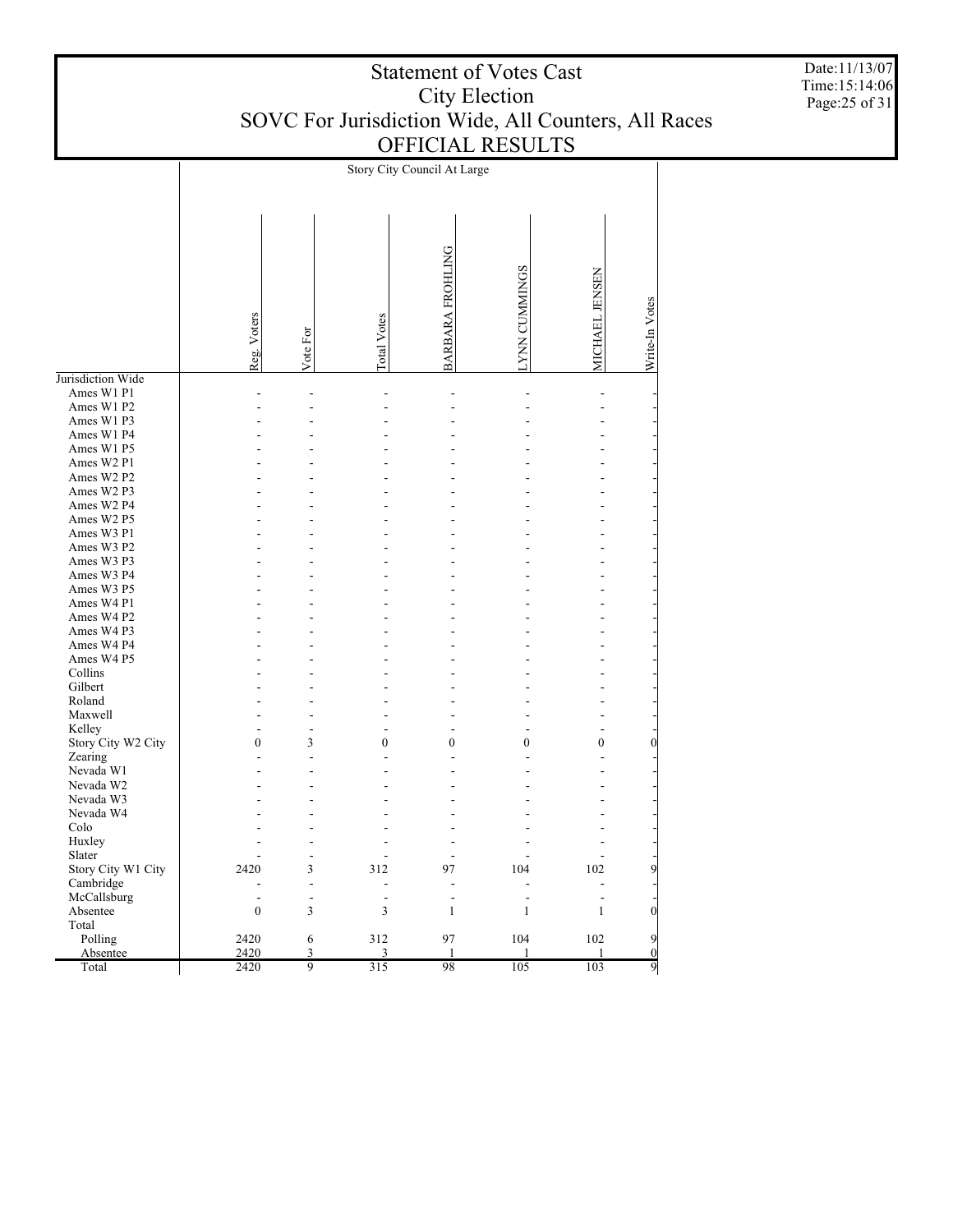# Statement of Votes Cast
## City Election
## SOVC For Jurisdiction Wide, All Counters, All Races
## OFFICIAL RESULTS

Date:11/13/07
Time:15:14:06

| | Story City Council At Large | | | | | | |
|---|---|---|---|---|---|---|---|
| | Reg. Voters | Vote For | Total Votes | BARBARA FROHLING | LYNN CUMMINGS | MICHAEL JENSEN | Write-In Votes |
| Jurisdiction Wide | | | | | | | |
| Ames W1 P1 | - | - | - | - | - | - | - |
| Ames W1 P2 | - | - | - | - | - | - | - |
| Ames W1 P3 | - | - | - | - | - | - | - |
| Ames W1 P4 | - | - | - | - | - | - | - |
| Ames W1 P5 | - | - | - | - | - | - | - |
| Ames W2 P1 | - | - | - | - | - | - | - |
| Ames W2 P2 | - | - | - | - | - | - | - |
| Ames W2 P3 | - | - | - | - | - | - | - |
| Ames W2 P4 | - | - | - | - | - | - | - |
| Ames W2 P5 | - | - | - | - | - | - | - |
| Ames W3 P1 | - | - | - | - | - | - | - |
| Ames W3 P2 | - | - | - | - | - | - | - |
| Ames W3 P3 | - | - | - | - | - | - | - |
| Ames W3 P4 | - | - | - | - | - | - | - |
| Ames W3 P5 | - | - | - | - | - | - | - |
| Ames W4 P1 | - | - | - | - | - | - | - |
| Ames W4 P2 | - | - | - | - | - | - | - |
| Ames W4 P3 | - | - | - | - | - | - | - |
| Ames W4 P4 | - | - | - | - | - | - | - |
| Ames W4 P5 | - | - | - | - | - | - | - |
| Collins | - | - | - | - | - | - | - |
| Gilbert | - | - | - | - | - | - | - |
| Roland | - | - | - | - | - | - | - |
| Maxwell | - | - | - | - | - | - | - |
| Kelley | - | - | - | - | - | - | - |
| Story City W2 City | 0 | 3 | 0 | 0 | 0 | 0 | 0 |
| Zearing | - | - | - | - | - | - | - |
| Nevada W1 | - | - | - | - | - | - | - |
| Nevada W2 | - | - | - | - | - | - | - |
| Nevada W3 | - | - | - | - | - | - | - |
| Nevada W4 | - | - | - | - | - | - | - |
| Colo | - | - | - | - | - | - | - |
| Huxley | - | - | - | - | - | - | - |
| Slater | - | - | - | - | - | - | - |
| Story City W1 City | 2420 | 3 | 312 | 97 | 104 | 102 | 9 |
| Cambridge | - | - | - | - | - | - | - |
| McCallsburg | - | - | - | - | - | - | - |
| Absentee | 0 | 3 | 3 | 1 | 1 | 1 | 0 |
| Total | | | | | | | |
| Polling | 2420 | 6 | 312 | 97 | 104 | 102 | 9 |
| Absentee | 2420 | 3 | 3 | 1 | 1 | 1 | 0 |
| Total | 2420 | 9 | 315 | 98 | 105 | 103 | 9 |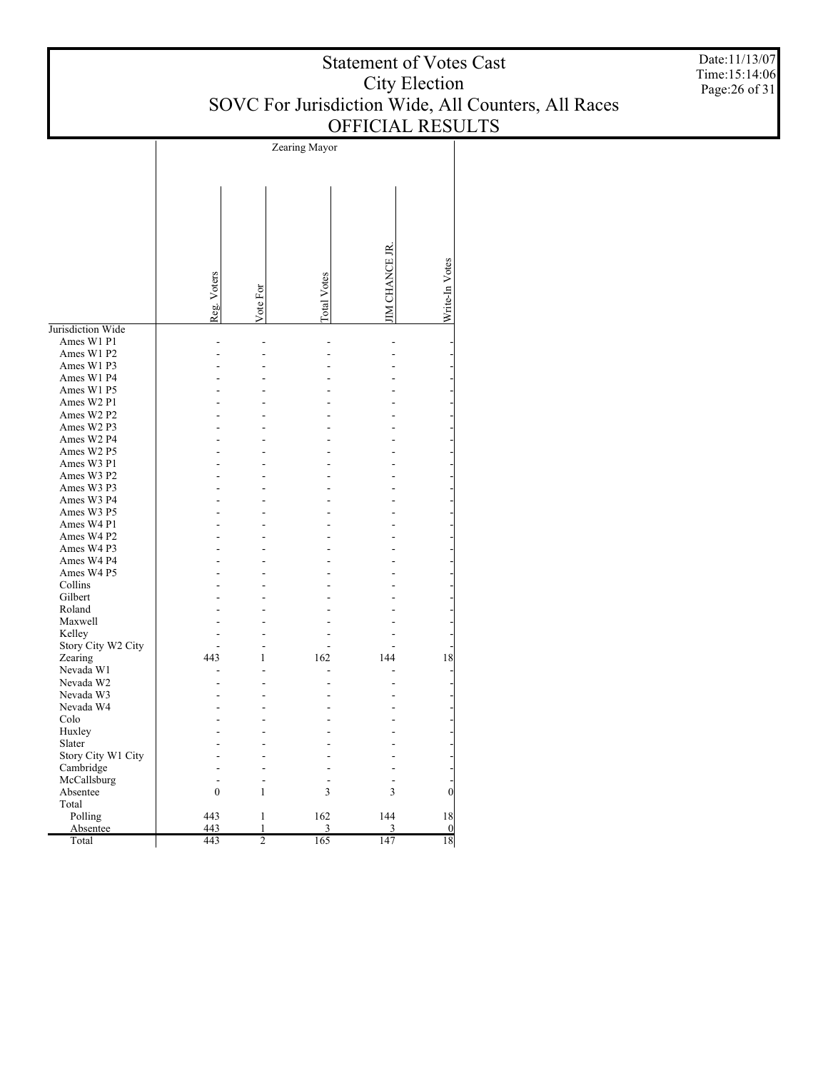# Statement of Votes Cast
## City Election
## SOVC For Jurisdiction Wide, All Counters, All Races
## OFFICIAL RESULTS

Date:11/13/07
Time:15:14:06

| | Zearing Mayor | | | | |
|---|---|---|---|---|---|
| | Reg. Voters | Vote For | Total Votes | JIM CHANCE JR. | Write-In Votes |
| Jurisdiction Wide | | | | | |
| Ames W1 P1 | - | - | - | - | - |
| Ames W1 P2 | - | - | - | - | - |
| Ames W1 P3 | - | - | - | - | - |
| Ames W1 P4 | - | - | - | - | - |
| Ames W1 P5 | - | - | - | - | - |
| Ames W2 P1 | - | - | - | - | - |
| Ames W2 P2 | - | - | - | - | - |
| Ames W2 P3 | - | - | - | - | - |
| Ames W2 P4 | - | - | - | - | - |
| Ames W2 P5 | - | - | - | - | - |
| Ames W3 P1 | - | - | - | - | - |
| Ames W3 P2 | - | - | - | - | - |
| Ames W3 P3 | - | - | - | - | - |
| Ames W3 P4 | - | - | - | - | - |
| Ames W3 P5 | - | - | - | - | - |
| Ames W4 P1 | - | - | - | - | - |
| Ames W4 P2 | - | - | - | - | - |
| Ames W4 P3 | - | - | - | - | - |
| Ames W4 P4 | - | - | - | - | - |
| Ames W4 P5 | - | - | - | - | - |
| Collins | - | - | - | - | - |
| Gilbert | - | - | - | - | - |
| Roland | - | - | - | - | - |
| Maxwell | - | - | - | - | - |
| Kelley | - | - | - | - | - |
| Story City W2 City | - | - | - | - | - |
| Zearing | 443 | 1 | 162 | 144 | 18 |
| Nevada W1 | - | - | - | - | - |
| Nevada W2 | - | - | - | - | - |
| Nevada W3 | - | - | - | - | - |
| Nevada W4 | - | - | - | - | - |
| Colo | - | - | - | - | - |
| Huxley | - | - | - | - | - |
| Slater | - | - | - | - | - |
| Story City W1 City | - | - | - | - | - |
| Cambridge | - | - | - | - | - |
| McCallsburg | - | - | - | - | - |
| Absentee | 0 | 1 | 3 | 3 | 0 |
| Total | | | | | |
| Polling | 443 | 1 | 162 | 144 | 18 |
| Absentee | 443 | 1 | 3 | 3 | 0 |
| Total | 443 | 2 | 165 | 147 | 18 |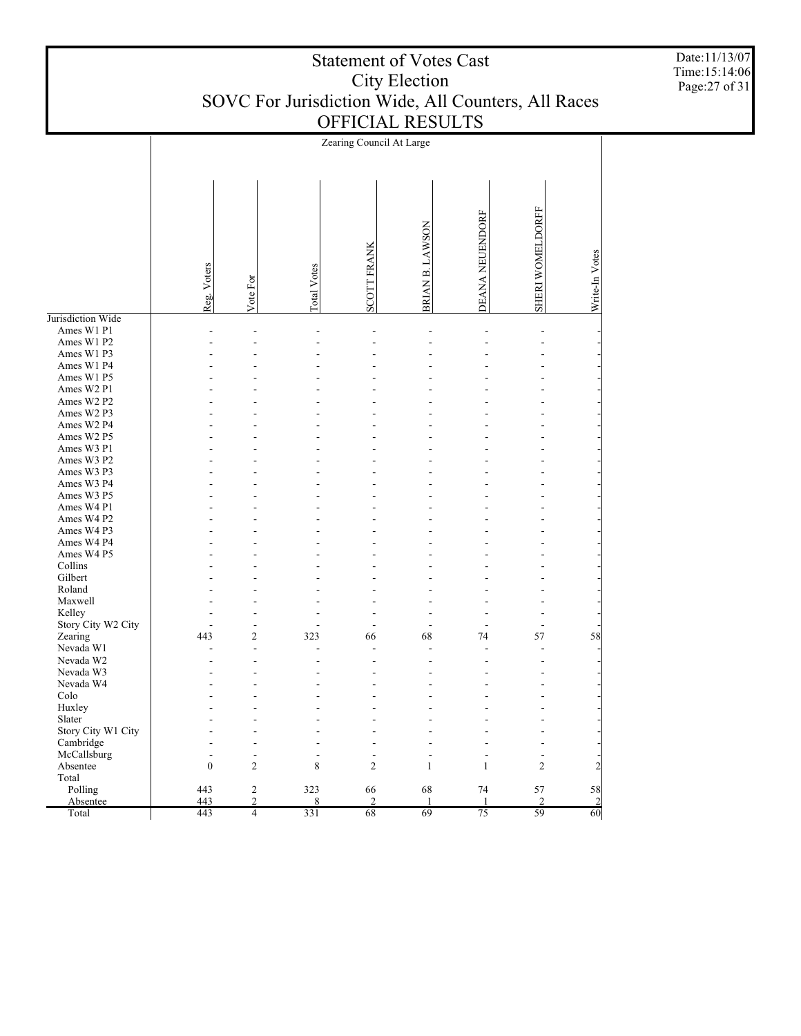# Statement of Votes Cast
# City Election
# SOVC For Jurisdiction Wide, All Counters, All Races
# OFFICIAL RESULTS

Date:11/13/07
Time:15:14:06

| | Zearing Council At Large | | | | | | | |
|---|---|---|---|---|---|---|---|---|
| | Reg. Voters | Vote For | Total Votes | SCOTT FRANK | BRIAN B. LAWSON | DEANA NEUENDORF | SHERI WOMELDORFF | Write-In Votes |
| Jurisdiction Wide | | | | | | | | |
| Ames W1 P1 | - | - | - | - | - | - | - | - |
| Ames W1 P2 | - | - | - | - | - | - | - | - |
| Ames W1 P3 | - | - | - | - | - | - | - | - |
| Ames W1 P4 | - | - | - | - | - | - | - | - |
| Ames W1 P5 | - | - | - | - | - | - | - | - |
| Ames W2 P1 | - | - | - | - | - | - | - | - |
| Ames W2 P2 | - | - | - | - | - | - | - | - |
| Ames W2 P3 | - | - | - | - | - | - | - | - |
| Ames W2 P4 | - | - | - | - | - | - | - | - |
| Ames W2 P5 | - | - | - | - | - | - | - | - |
| Ames W3 P1 | - | - | - | - | - | - | - | - |
| Ames W3 P2 | - | - | - | - | - | - | - | - |
| Ames W3 P3 | - | - | - | - | - | - | - | - |
| Ames W3 P4 | - | - | - | - | - | - | - | - |
| Ames W3 P5 | - | - | - | - | - | - | - | - |
| Ames W4 P1 | - | - | - | - | - | - | - | - |
| Ames W4 P2 | - | - | - | - | - | - | - | - |
| Ames W4 P3 | - | - | - | - | - | - | - | - |
| Ames W4 P4 | - | - | - | - | - | - | - | - |
| Ames W4 P5 | - | - | - | - | - | - | - | - |
| Collins | - | - | - | - | - | - | - | - |
| Gilbert | - | - | - | - | - | - | - | - |
| Roland | - | - | - | - | - | - | - | - |
| Maxwell | - | - | - | - | - | - | - | - |
| Kelley | - | - | - | - | - | - | - | - |
| Story City W2 City | - | - | - | - | - | - | - | - |
| Zearing | 443 | 2 | 323 | 66 | 68 | 74 | 57 | 58 |
| Nevada W1 | - | - | - | - | - | - | - | - |
| Nevada W2 | - | - | - | - | - | - | - | - |
| Nevada W3 | - | - | - | - | - | - | - | - |
| Nevada W4 | - | - | - | - | - | - | - | - |
| Colo | - | - | - | - | - | - | - | - |
| Huxley | - | - | - | - | - | - | - | - |
| Slater | - | - | - | - | - | - | - | - |
| Story City W1 City | - | - | - | - | - | - | - | - |
| Cambridge | - | - | - | - | - | - | - | - |
| McCallsburg | - | - | - | - | - | - | - | - |
| Absentee | 0 | 2 | 8 | 2 | 1 | 1 | 2 | 2 |
| Total | | | | | | | | |
| Polling | 443 | 2 | 323 | 66 | 68 | 74 | 57 | 58 |
| Absentee | 443 | 2 | 8 | 2 | 1 | 1 | 2 | 2 |
| Total | 443 | 4 | 331 | 68 | 69 | 75 | 59 | 60 |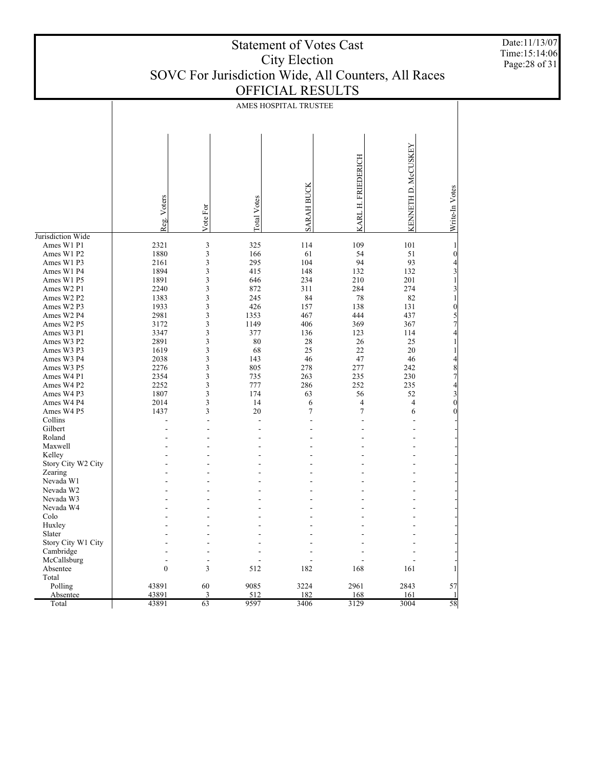# Statement of Votes Cast
## City Election
## SOVC For Jurisdiction Wide, All Counters, All Races
## OFFICIAL RESULTS

| | AMES HOSPITAL TRUSTEE | | | | | | |
|---|---|---|---|---|---|---|---|
| | Reg. Voters | Vote For | Total Votes | SARAH BUCK | KARL H. FRIEDERICH | KENNETH D. McCUSKEY | Write-In Votes |
| Jurisdiction Wide | | | | | | | |
| Ames W1 P1 | 2321 | 3 | 325 | 114 | 109 | 101 | 1 |
| Ames W1 P2 | 1880 | 3 | 166 | 61 | 54 | 51 | 0 |
| Ames W1 P3 | 2161 | 3 | 295 | 104 | 94 | 93 | 4 |
| Ames W1 P4 | 1894 | 3 | 415 | 148 | 132 | 132 | 3 |
| Ames W1 P5 | 1891 | 3 | 646 | 234 | 210 | 201 | 1 |
| Ames W2 P1 | 2240 | 3 | 872 | 311 | 284 | 274 | 3 |
| Ames W2 P2 | 1383 | 3 | 245 | 84 | 78 | 82 | 1 |
| Ames W2 P3 | 1933 | 3 | 426 | 157 | 138 | 131 | 0 |
| Ames W2 P4 | 2981 | 3 | 1353 | 467 | 444 | 437 | 5 |
| Ames W2 P5 | 3172 | 3 | 1149 | 406 | 369 | 367 | 7 |
| Ames W3 P1 | 3347 | 3 | 377 | 136 | 123 | 114 | 4 |
| Ames W3 P2 | 2891 | 3 | 80 | 28 | 26 | 25 | 1 |
| Ames W3 P3 | 1619 | 3 | 68 | 25 | 22 | 20 | 1 |
| Ames W3 P4 | 2038 | 3 | 143 | 46 | 47 | 46 | 4 |
| Ames W3 P5 | 2276 | 3 | 805 | 278 | 277 | 242 | 8 |
| Ames W4 P1 | 2354 | 3 | 735 | 263 | 235 | 230 | 7 |
| Ames W4 P2 | 2252 | 3 | 777 | 286 | 252 | 235 | 4 |
| Ames W4 P3 | 1807 | 3 | 174 | 63 | 56 | 52 | 3 |
| Ames W4 P4 | 2014 | 3 | 14 | 6 | 4 | 4 | 0 |
| Ames W4 P5 | 1437 | 3 | 20 | 7 | 7 | 6 | 0 |
| Collins | - | - | - | - | - | - | - |
| Gilbert | - | - | - | - | - | - | - |
| Roland | - | - | - | - | - | - | - |
| Maxwell | - | - | - | - | - | - | - |
| Kelley | - | - | - | - | - | - | - |
| Story City W2 City | - | - | - | - | - | - | - |
| Zearing | - | - | - | - | - | - | - |
| Nevada W1 | - | - | - | - | - | - | - |
| Nevada W2 | - | - | - | - | - | - | - |
| Nevada W3 | - | - | - | - | - | - | - |
| Nevada W4 | - | - | - | - | - | - | - |
| Colo | - | - | - | - | - | - | - |
| Huxley | - | - | - | - | - | - | - |
| Slater | - | - | - | - | - | - | - |
| Story City W1 City | - | - | - | - | - | - | - |
| Cambridge | - | - | - | - | - | - | - |
| McCallsburg | - | - | - | - | - | - | - |
| Absentee | 0 | 3 | 512 | 182 | 168 | 161 | 1 |
| Total | | | | | | | |
| Polling | 43891 | 60 | 9085 | 3224 | 2961 | 2843 | 57 |
| Absentee | 43891 | 3 | 512 | 182 | 168 | 161 | 1 |
| Total | 43891 | 63 | 9597 | 3406 | 3129 | 3004 | 58 |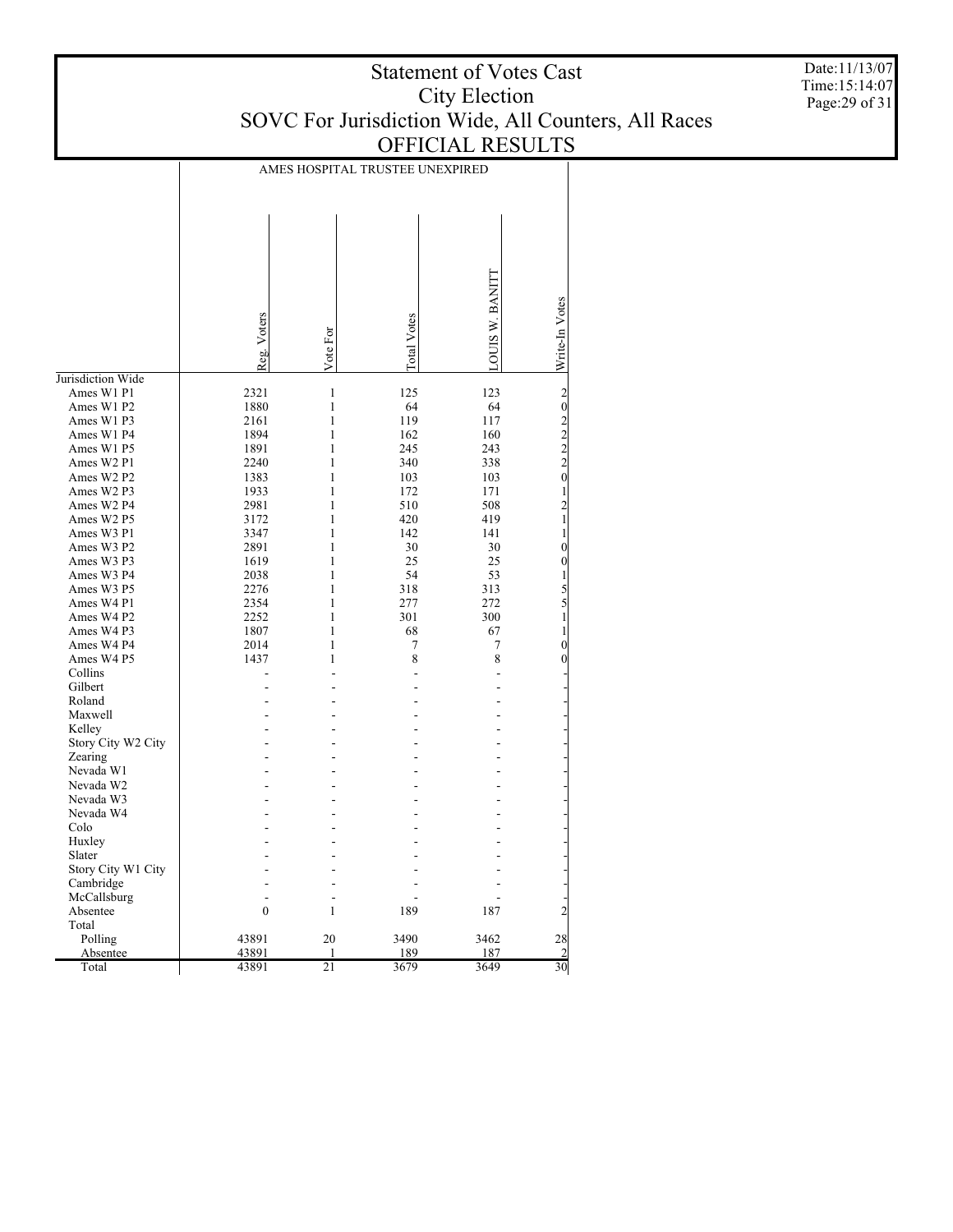# Statement of Votes Cast
## City Election
## SOVC For Jurisdiction Wide, All Counters, All Races
## OFFICIAL RESULTS

Date:11/13/07
Time:15:14:07

| | AMES HOSPITAL TRUSTEE UNEXPIRED | | | | |
|---|---|---|---|---|---|
| | Reg. Voters | Vote For | Total Votes | LOUIS W. BANITT | Write-In Votes |
| Jurisdiction Wide | | | | | |
| Ames W1 P1 | 2321 | 1 | 125 | 123 | 2 |
| Ames W1 P2 | 1880 | 1 | 64 | 64 | 0 |
| Ames W1 P3 | 2161 | 1 | 119 | 117 | 2 |
| Ames W1 P4 | 1894 | 1 | 162 | 160 | 2 |
| Ames W1 P5 | 1891 | 1 | 245 | 243 | 2 |
| Ames W2 P1 | 2240 | 1 | 340 | 338 | 2 |
| Ames W2 P2 | 1383 | 1 | 103 | 103 | 0 |
| Ames W2 P3 | 1933 | 1 | 172 | 171 | 1 |
| Ames W2 P4 | 2981 | 1 | 510 | 508 | 2 |
| Ames W2 P5 | 3172 | 1 | 420 | 419 | 1 |
| Ames W3 P1 | 3347 | 1 | 142 | 141 | 1 |
| Ames W3 P2 | 2891 | 1 | 30 | 30 | 0 |
| Ames W3 P3 | 1619 | 1 | 25 | 25 | 0 |
| Ames W3 P4 | 2038 | 1 | 54 | 53 | 1 |
| Ames W3 P5 | 2276 | 1 | 318 | 313 | 5 |
| Ames W4 P1 | 2354 | 1 | 277 | 272 | 5 |
| Ames W4 P2 | 2252 | 1 | 301 | 300 | 1 |
| Ames W4 P3 | 1807 | 1 | 68 | 67 | 1 |
| Ames W4 P4 | 2014 | 1 | 7 | 7 | 0 |
| Ames W4 P5 | 1437 | 1 | 8 | 8 | 0 |
| Collins | - | - | - | - | - |
| Gilbert | - | - | - | - | - |
| Roland | - | - | - | - | - |
| Maxwell | - | - | - | - | - |
| Kelley | - | - | - | - | - |
| Story City W2 City | - | - | - | - | - |
| Zearing | - | - | - | - | - |
| Nevada W1 | - | - | - | - | - |
| Nevada W2 | - | - | - | - | - |
| Nevada W3 | - | - | - | - | - |
| Nevada W4 | - | - | - | - | - |
| Colo | - | - | - | - | - |
| Huxley | - | - | - | - | - |
| Slater | - | - | - | - | - |
| Story City W1 City | - | - | - | - | - |
| Cambridge | - | - | - | - | - |
| McCallsburg | - | - | - | - | - |
| Absentee | 0 | 1 | 189 | 187 | 2 |
| Total | | | | | |
| Polling | 43891 | 20 | 3490 | 3462 | 28 |
| Absentee | 43891 | 1 | 189 | 187 | 2 |
| Total | 43891 | 21 | 3679 | 3649 | 30 |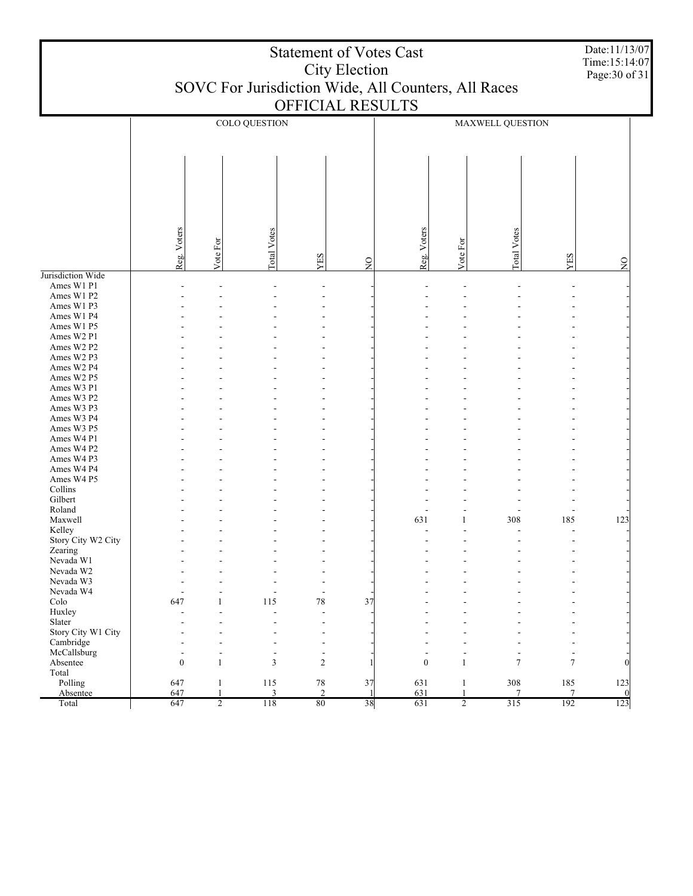# Statement of Votes Cast
## City Election
## SOVC For Jurisdiction Wide, All Counters, All Races
## OFFICIAL RESULTS

Date:11/13/07
Time:15:14:07

| | COLO QUESTION | | | | | MAXWELL QUESTION | | | | |
|---|---|---|---|---|---|---|---|---|---|---|
| | Reg. Voters | Vote For | Total Votes | YES | NO | Reg. Voters | Vote For | Total Votes | YES | NO |
| Jurisdiction Wide | | | | | | | | | | |
| Ames W1 P1 | - | - | - | - | - | - | - | - | - | - |
| Ames W1 P2 | - | - | - | - | - | - | - | - | - | - |
| Ames W1 P3 | - | - | - | - | - | - | - | - | - | - |
| Ames W1 P4 | - | - | - | - | - | - | - | - | - | - |
| Ames W1 P5 | - | - | - | - | - | - | - | - | - | - |
| Ames W2 P1 | - | - | - | - | - | - | - | - | - | - |
| Ames W2 P2 | - | - | - | - | - | - | - | - | - | - |
| Ames W2 P3 | - | - | - | - | - | - | - | - | - | - |
| Ames W2 P4 | - | - | - | - | - | - | - | - | - | - |
| Ames W2 P5 | - | - | - | - | - | - | - | - | - | - |
| Ames W3 P1 | - | - | - | - | - | - | - | - | - | - |
| Ames W3 P2 | - | - | - | - | - | - | - | - | - | - |
| Ames W3 P3 | - | - | - | - | - | - | - | - | - | - |
| Ames W3 P4 | - | - | - | - | - | - | - | - | - | - |
| Ames W3 P5 | - | - | - | - | - | - | - | - | - | - |
| Ames W4 P1 | - | - | - | - | - | - | - | - | - | - |
| Ames W4 P2 | - | - | - | - | - | - | - | - | - | - |
| Ames W4 P3 | - | - | - | - | - | - | - | - | - | - |
| Ames W4 P4 | - | - | - | - | - | - | - | - | - | - |
| Ames W4 P5 | - | - | - | - | - | - | - | - | - | - |
| Collins | - | - | - | - | - | - | - | - | - | - |
| Gilbert | - | - | - | - | - | - | - | - | - | - |
| Roland | - | - | - | - | - | - | - | - | - | - |
| Maxwell | - | - | - | - | - | 631 | 1 | 308 | 185 | 123 |
| Kelley | - | - | - | - | - | - | - | - | - | - |
| Story City W2 City | - | - | - | - | - | - | - | - | - | - |
| Zearing | - | - | - | - | - | - | - | - | - | - |
| Nevada W1 | - | - | - | - | - | - | - | - | - | - |
| Nevada W2 | - | - | - | - | - | - | - | - | - | - |
| Nevada W3 | - | - | - | - | - | - | - | - | - | - |
| Nevada W4 | - | - | - | - | - | - | - | - | - | - |
| Colo | 647 | 1 | 115 | 78 | 37 | - | - | - | - | - |
| Huxley | - | - | - | - | - | - | - | - | - | - |
| Slater | - | - | - | - | - | - | - | - | - | - |
| Story City W1 City | - | - | - | - | - | - | - | - | - | - |
| Cambridge | - | - | - | - | - | - | - | - | - | - |
| McCallsburg | - | - | - | - | - | - | - | - | - | - |
| Absentee | 0 | 1 | 3 | 2 | 1 | 0 | 1 | 7 | 7 | 0 |
| Total | | | | | | | | | | |
| Polling | 647 | 1 | 115 | 78 | 37 | 631 | 1 | 308 | 185 | 123 |
| Absentee | 647 | 1 | 3 | 2 | 1 | 631 | 1 | 7 | 7 | 0 |
| Total | 647 | 2 | 118 | 80 | 38 | 631 | 2 | 315 | 192 | 123 |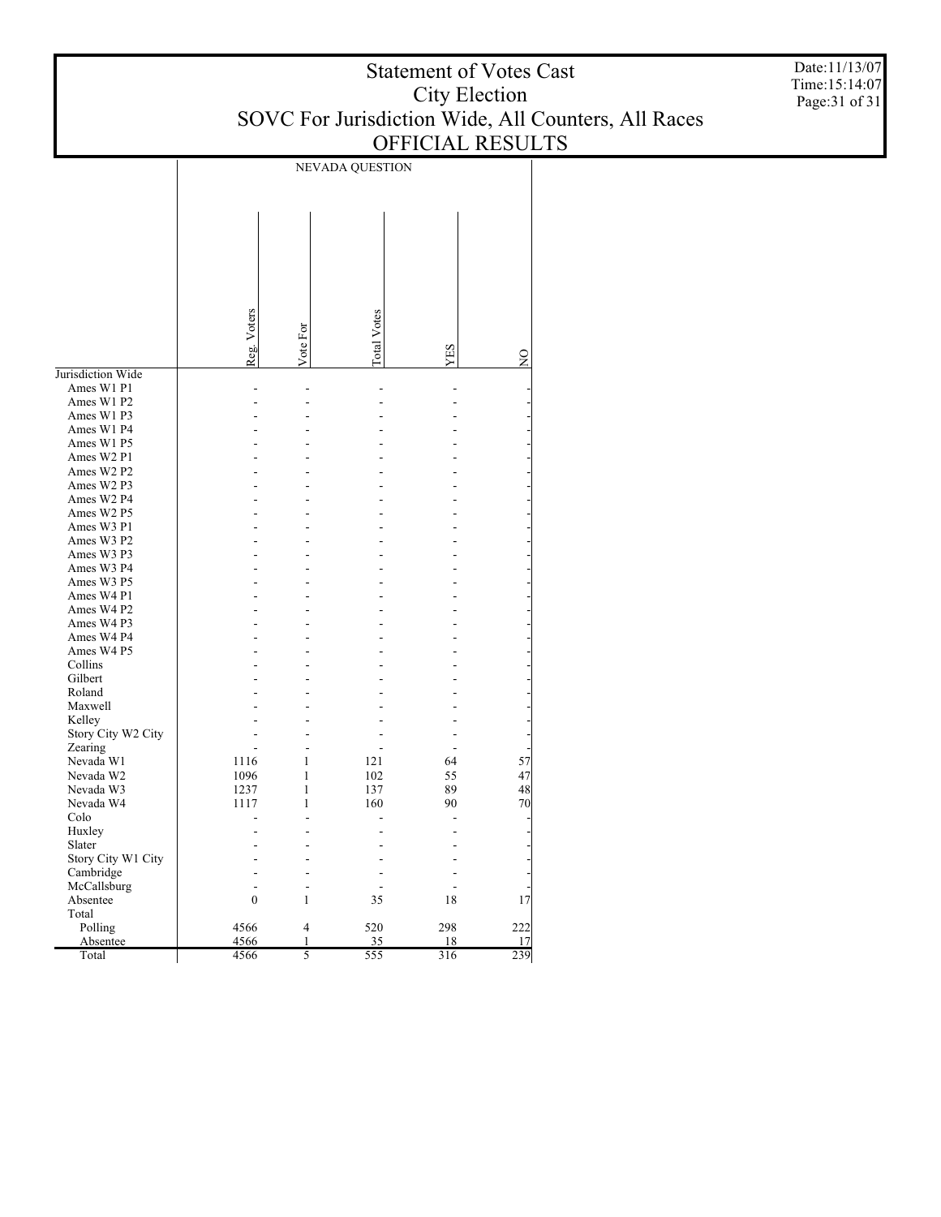# Statement of Votes Cast
# City Election
# SOVC For Jurisdiction Wide, All Counters, All Races
# OFFICIAL RESULTS

Date:11/13/07
Time:15:14:07

| | NEVADA QUESTION | | | | |
|---|---|---|---|---|---|
| | Reg. Voters | Vote For | Total Votes | YES | NO |
| Jurisdiction Wide | | | | | |
| Ames W1 P1 | - | - | - | - | - |
| Ames W1 P2 | - | - | - | - | - |
| Ames W1 P3 | - | - | - | - | - |
| Ames W1 P4 | - | - | - | - | - |
| Ames W1 P5 | - | - | - | - | - |
| Ames W2 P1 | - | - | - | - | - |
| Ames W2 P2 | - | - | - | - | - |
| Ames W2 P3 | - | - | - | - | - |
| Ames W2 P4 | - | - | - | - | - |
| Ames W2 P5 | - | - | - | - | - |
| Ames W3 P1 | - | - | - | - | - |
| Ames W3 P2 | - | - | - | - | - |
| Ames W3 P3 | - | - | - | - | - |
| Ames W3 P4 | - | - | - | - | - |
| Ames W3 P5 | - | - | - | - | - |
| Ames W4 P1 | - | - | - | - | - |
| Ames W4 P2 | - | - | - | - | - |
| Ames W4 P3 | - | - | - | - | - |
| Ames W4 P4 | - | - | - | - | - |
| Ames W4 P5 | - | - | - | - | - |
| Collins | - | - | - | - | - |
| Gilbert | - | - | - | - | - |
| Roland | - | - | - | - | - |
| Maxwell | - | - | - | - | - |
| Kelley | - | - | - | - | - |
| Story City W2 City | - | - | - | - | - |
| Zearing | - | - | - | - | - |
| Nevada W1 | 1116 | 1 | 121 | 64 | 57 |
| Nevada W2 | 1096 | 1 | 102 | 55 | 47 |
| Nevada W3 | 1237 | 1 | 137 | 89 | 48 |
| Nevada W4 | 1117 | 1 | 160 | 90 | 70 |
| Colo | - | - | - | - | - |
| Huxley | - | - | - | - | - |
| Slater | - | - | - | - | - |
| Story City W1 City | - | - | - | - | - |
| Cambridge | - | - | - | - | - |
| McCallsburg | - | - | - | - | - |
| Absentee | 0 | 1 | 35 | 18 | 17 |
| Total | | | | | |
| Polling | 4566 | 4 | 520 | 298 | 222 |
| Absentee | 4566 | 1 | 35 | 18 | 17 |
| Total | 4566 | 5 | 555 | 316 | 239 |